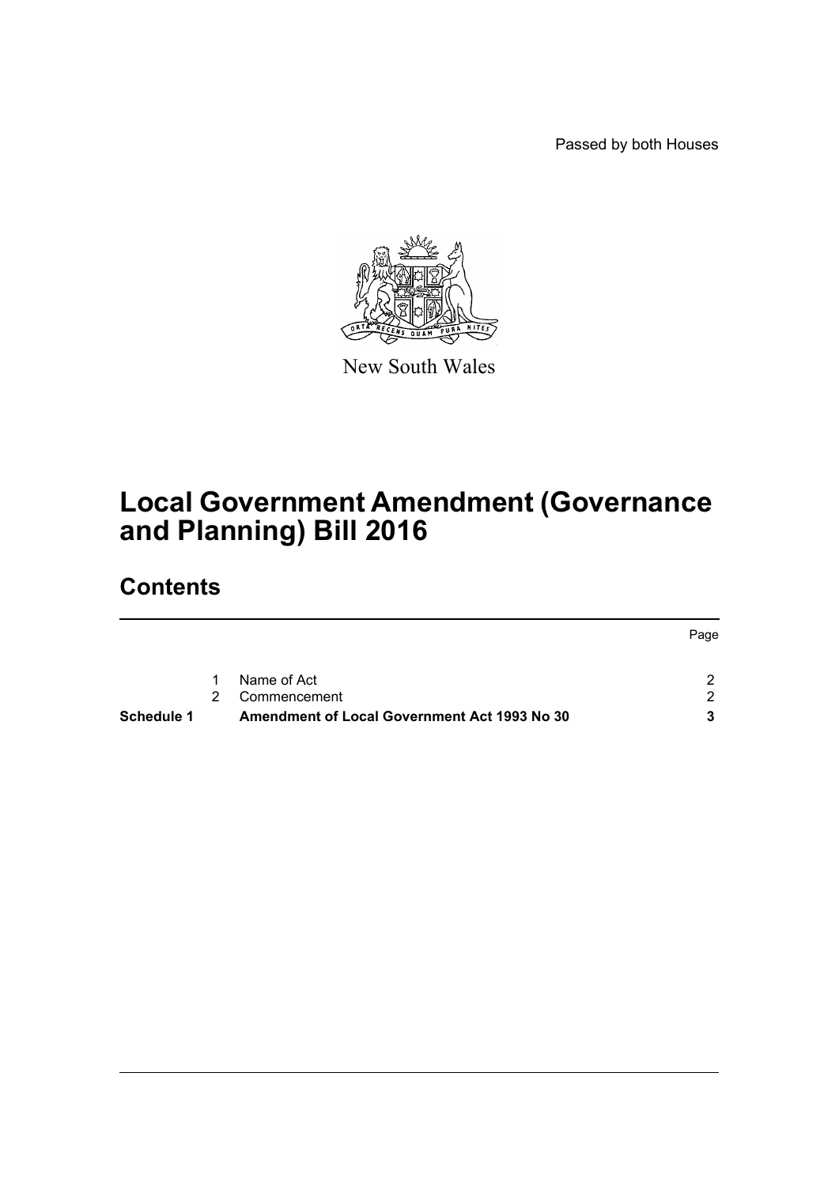Passed by both Houses

New South Wales

# Local Government Amendment (Governance and Planning) Bill 2016

## Contents

| | | | Page |
|---|---|---|---|
| | 1 | Name of Act | 2 |
| | 2 | Commencement | 2 |
| **Schedule 1** | | **Amendment of Local Government Act 1993 No 30** | **3** |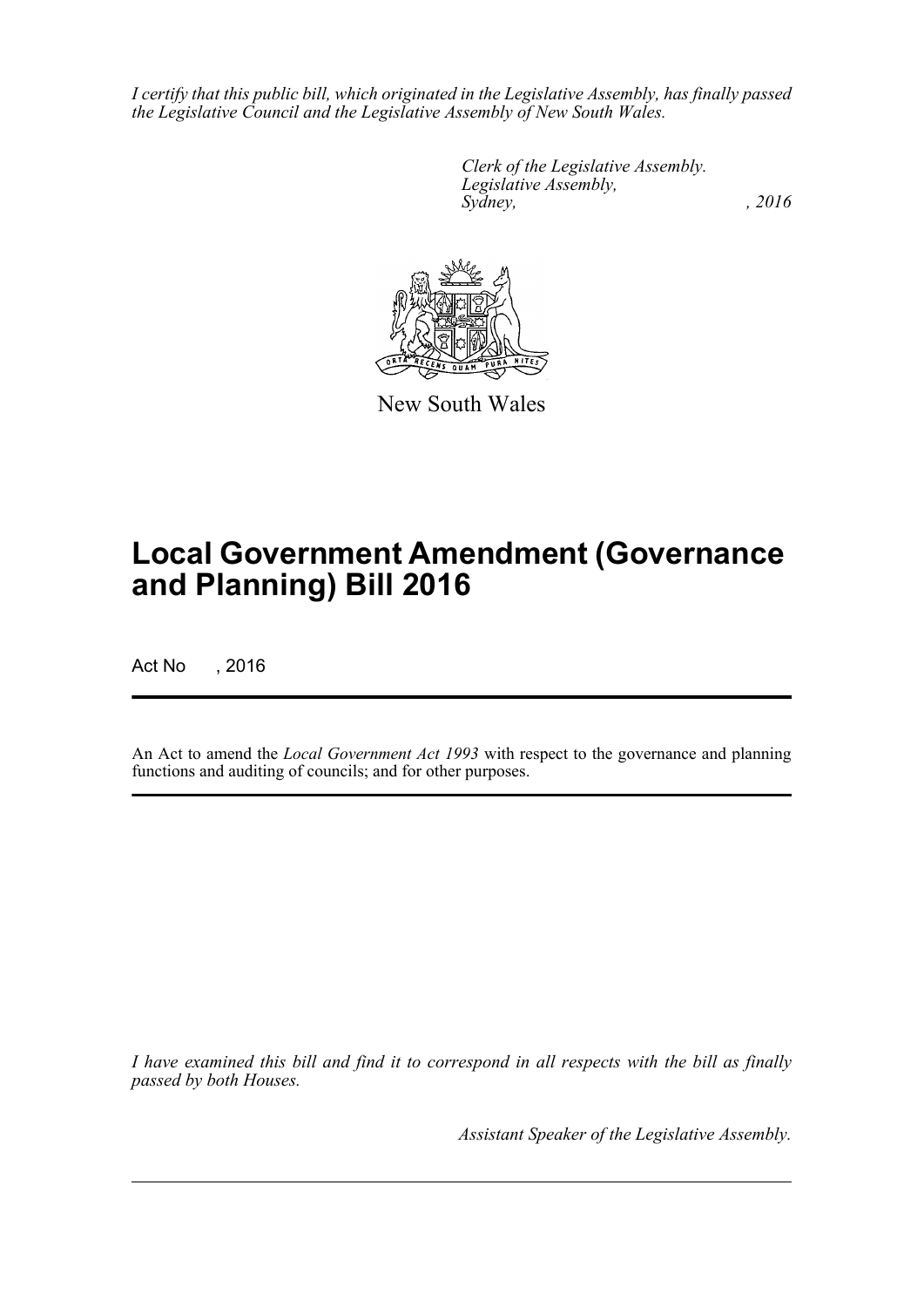*I certify that this public bill, which originated in the Legislative Assembly, has finally passed the Legislative Council and the Legislative Assembly of New South Wales.*

*Clerk of the Legislative Assembly.*
*Legislative Assembly,*
*Sydney, , 2016*

New South Wales

# Local Government Amendment (Governance and Planning) Bill 2016

Act No , 2016

An Act to amend the *Local Government Act 1993* with respect to the governance and planning functions and auditing of councils; and for other purposes.

*I have examined this bill and find it to correspond in all respects with the bill as finally passed by both Houses.*

*Assistant Speaker of the Legislative Assembly.*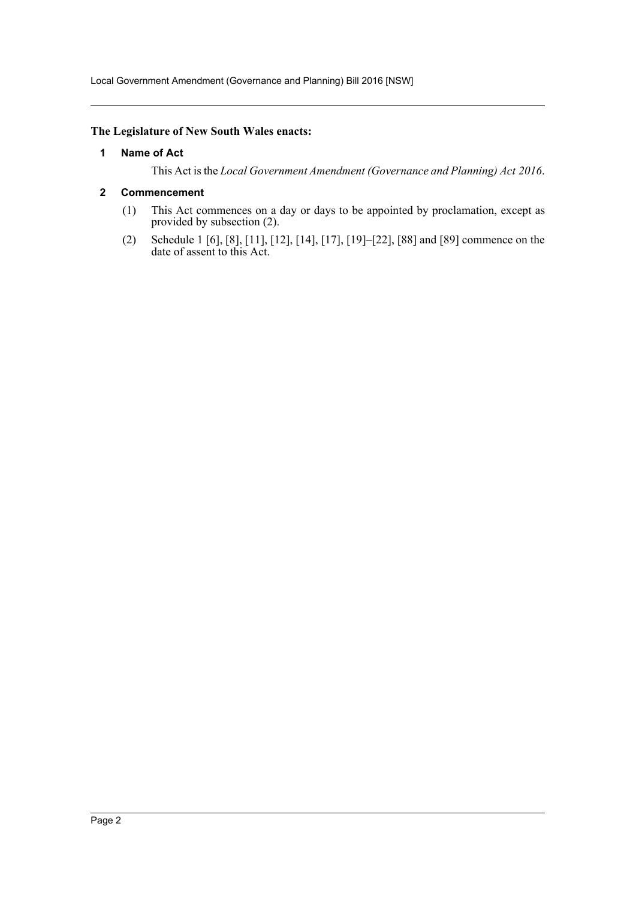**The Legislature of New South Wales enacts:**

## 1 Name of Act

This Act is the *Local Government Amendment (Governance and Planning) Act 2016*.

## 2 Commencement

(1) This Act commences on a day or days to be appointed by proclamation, except as provided by subsection (2).

(2) Schedule 1 [6], [8], [11], [12], [14], [17], [19]–[22], [88] and [89] commence on the date of assent to this Act.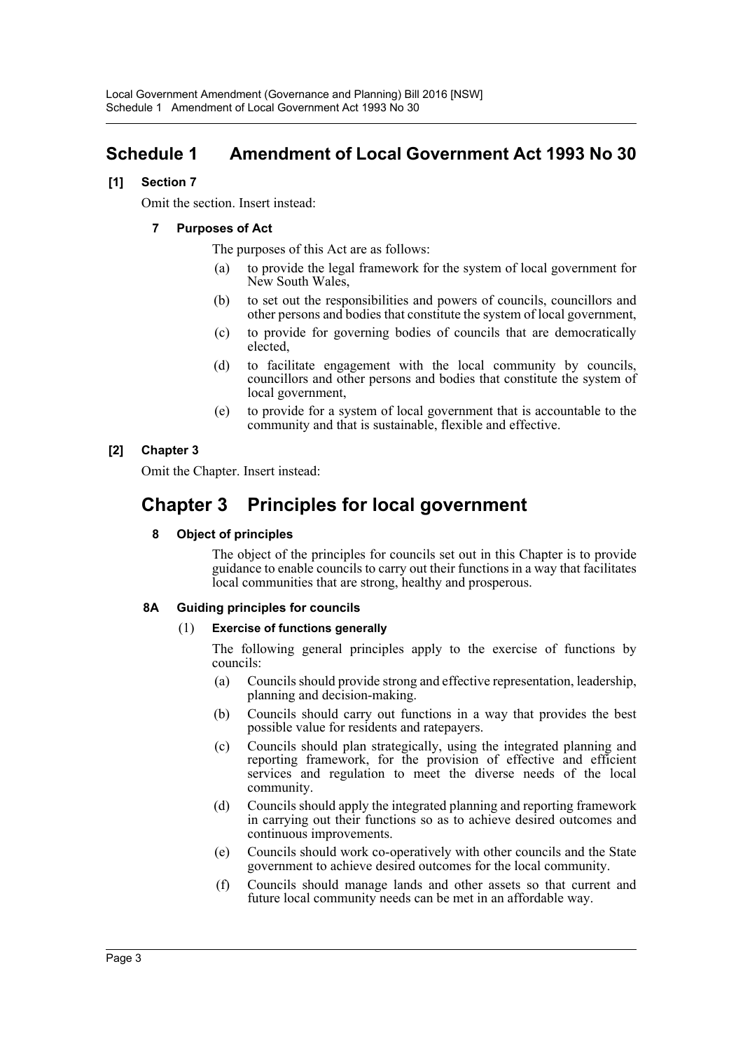## Schedule 1 Amendment of Local Government Act 1993 No 30

**[1] Section 7**

Omit the section. Insert instead:

**7 Purposes of Act**

The purposes of this Act are as follows:

(a) to provide the legal framework for the system of local government for New South Wales,

(b) to set out the responsibilities and powers of councils, councillors and other persons and bodies that constitute the system of local government,

(c) to provide for governing bodies of councils that are democratically elected,

(d) to facilitate engagement with the local community by councils, councillors and other persons and bodies that constitute the system of local government,

(e) to provide for a system of local government that is accountable to the community and that is sustainable, flexible and effective.

**[2] Chapter 3**

Omit the Chapter. Insert instead:

## Chapter 3 Principles for local government

**8 Object of principles**

The object of the principles for councils set out in this Chapter is to provide guidance to enable councils to carry out their functions in a way that facilitates local communities that are strong, healthy and prosperous.

**8A Guiding principles for councils**

(1) **Exercise of functions generally**

The following general principles apply to the exercise of functions by councils:

(a) Councils should provide strong and effective representation, leadership, planning and decision-making.

(b) Councils should carry out functions in a way that provides the best possible value for residents and ratepayers.

(c) Councils should plan strategically, using the integrated planning and reporting framework, for the provision of effective and efficient services and regulation to meet the diverse needs of the local community.

(d) Councils should apply the integrated planning and reporting framework in carrying out their functions so as to achieve desired outcomes and continuous improvements.

(e) Councils should work co-operatively with other councils and the State government to achieve desired outcomes for the local community.

(f) Councils should manage lands and other assets so that current and future local community needs can be met in an affordable way.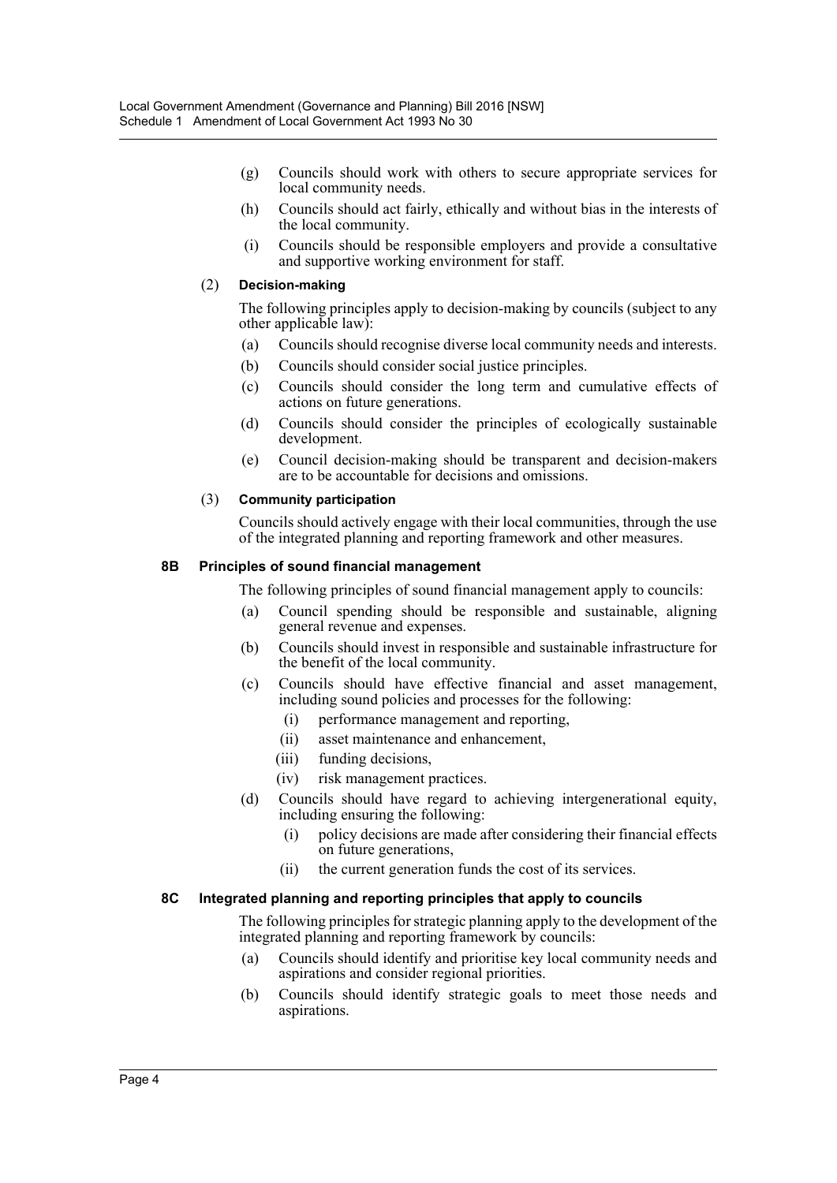(g) Councils should work with others to secure appropriate services for local community needs.

(h) Councils should act fairly, ethically and without bias in the interests of the local community.

(i) Councils should be responsible employers and provide a consultative and supportive working environment for staff.

(2) **Decision-making**

The following principles apply to decision-making by councils (subject to any other applicable law):

(a) Councils should recognise diverse local community needs and interests.

(b) Councils should consider social justice principles.

(c) Councils should consider the long term and cumulative effects of actions on future generations.

(d) Councils should consider the principles of ecologically sustainable development.

(e) Council decision-making should be transparent and decision-makers are to be accountable for decisions and omissions.

(3) **Community participation**

Councils should actively engage with their local communities, through the use of the integrated planning and reporting framework and other measures.

**8B Principles of sound financial management**

The following principles of sound financial management apply to councils:

(a) Council spending should be responsible and sustainable, aligning general revenue and expenses.

(b) Councils should invest in responsible and sustainable infrastructure for the benefit of the local community.

(c) Councils should have effective financial and asset management, including sound policies and processes for the following:

(i) performance management and reporting,

(ii) asset maintenance and enhancement,

(iii) funding decisions,

(iv) risk management practices.

(d) Councils should have regard to achieving intergenerational equity, including ensuring the following:

(i) policy decisions are made after considering their financial effects on future generations,

(ii) the current generation funds the cost of its services.

**8C Integrated planning and reporting principles that apply to councils**

The following principles for strategic planning apply to the development of the integrated planning and reporting framework by councils:

(a) Councils should identify and prioritise key local community needs and aspirations and consider regional priorities.

(b) Councils should identify strategic goals to meet those needs and aspirations.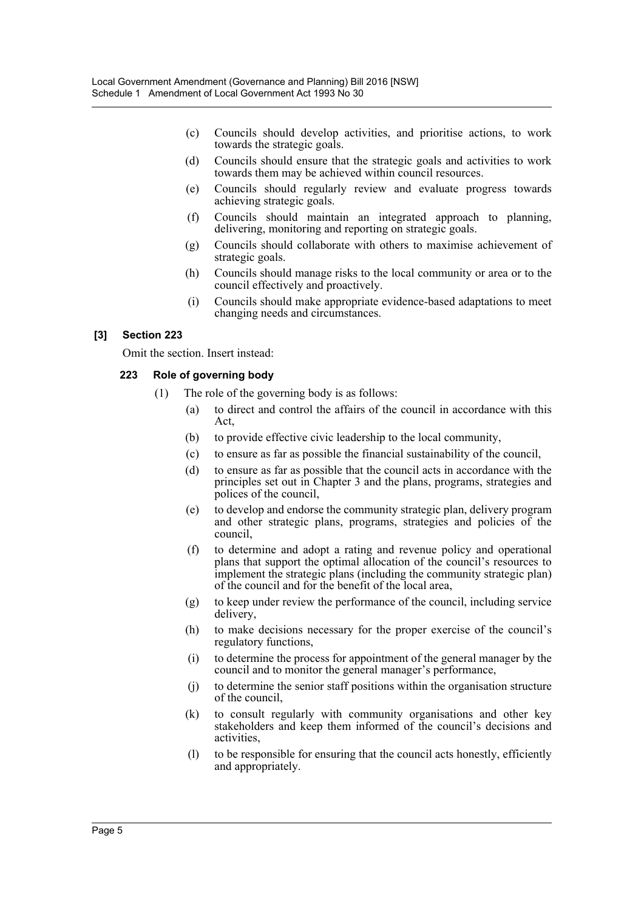(c) Councils should develop activities, and prioritise actions, to work towards the strategic goals.

(d) Councils should ensure that the strategic goals and activities to work towards them may be achieved within council resources.

(e) Councils should regularly review and evaluate progress towards achieving strategic goals.

(f) Councils should maintain an integrated approach to planning, delivering, monitoring and reporting on strategic goals.

(g) Councils should collaborate with others to maximise achievement of strategic goals.

(h) Councils should manage risks to the local community or area or to the council effectively and proactively.

(i) Councils should make appropriate evidence-based adaptations to meet changing needs and circumstances.

### [3] Section 223

Omit the section. Insert instead:

#### 223 Role of governing body

(1) The role of the governing body is as follows:

(a) to direct and control the affairs of the council in accordance with this Act,

(b) to provide effective civic leadership to the local community,

(c) to ensure as far as possible the financial sustainability of the council,

(d) to ensure as far as possible that the council acts in accordance with the principles set out in Chapter 3 and the plans, programs, strategies and polices of the council,

(e) to develop and endorse the community strategic plan, delivery program and other strategic plans, programs, strategies and policies of the council,

(f) to determine and adopt a rating and revenue policy and operational plans that support the optimal allocation of the council's resources to implement the strategic plans (including the community strategic plan) of the council and for the benefit of the local area,

(g) to keep under review the performance of the council, including service delivery,

(h) to make decisions necessary for the proper exercise of the council's regulatory functions,

(i) to determine the process for appointment of the general manager by the council and to monitor the general manager's performance,

(j) to determine the senior staff positions within the organisation structure of the council,

(k) to consult regularly with community organisations and other key stakeholders and keep them informed of the council's decisions and activities,

(l) to be responsible for ensuring that the council acts honestly, efficiently and appropriately.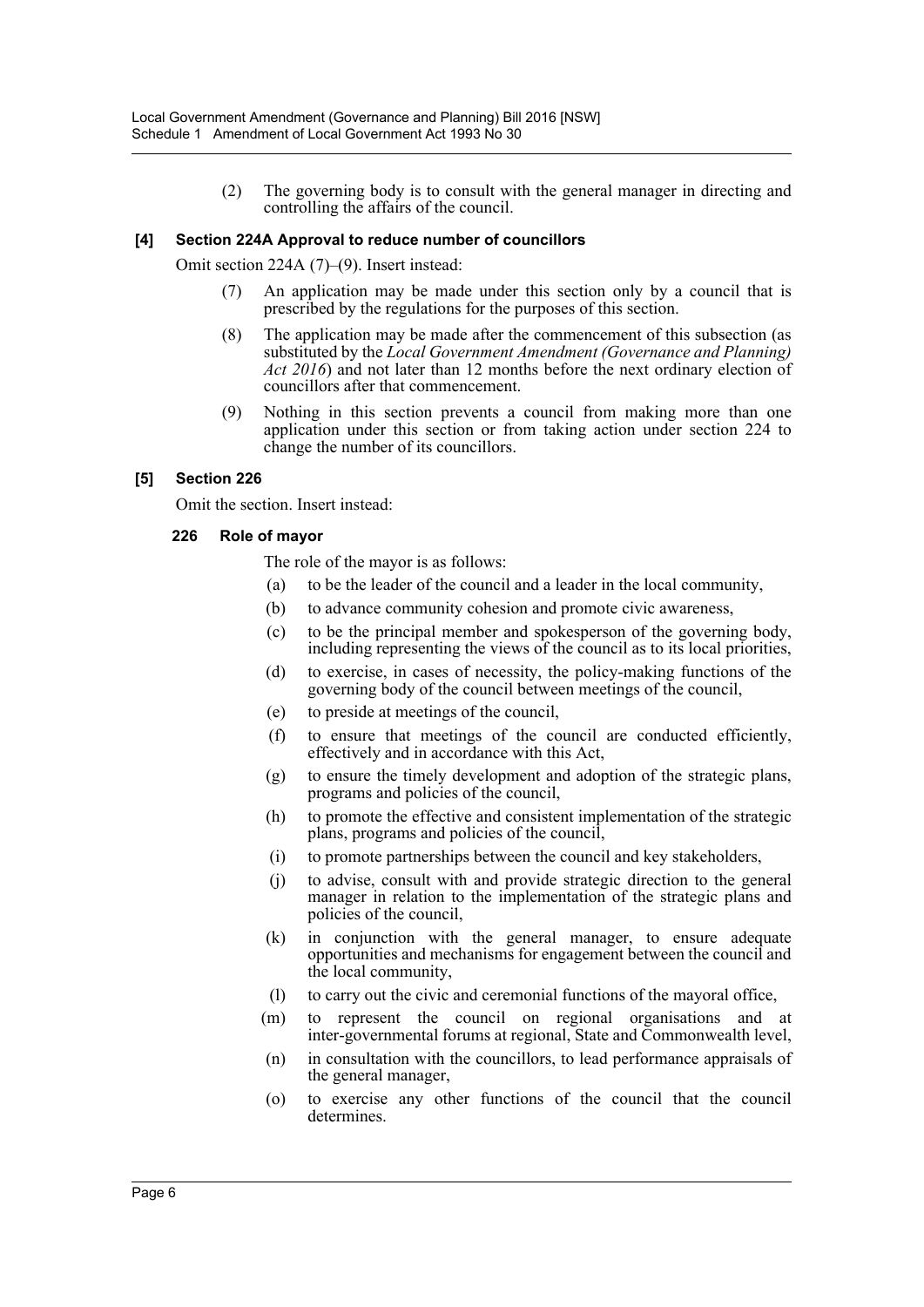(2) The governing body is to consult with the general manager in directing and controlling the affairs of the council.

### [4] Section 224A Approval to reduce number of councillors

Omit section 224A (7)–(9). Insert instead:

(7) An application may be made under this section only by a council that is prescribed by the regulations for the purposes of this section.

(8) The application may be made after the commencement of this subsection (as substituted by the *Local Government Amendment (Governance and Planning) Act 2016*) and not later than 12 months before the next ordinary election of councillors after that commencement.

(9) Nothing in this section prevents a council from making more than one application under this section or from taking action under section 224 to change the number of its councillors.

### [5] Section 226

Omit the section. Insert instead:

**226 Role of mayor**

The role of the mayor is as follows:

(a) to be the leader of the council and a leader in the local community,

(b) to advance community cohesion and promote civic awareness,

(c) to be the principal member and spokesperson of the governing body, including representing the views of the council as to its local priorities,

(d) to exercise, in cases of necessity, the policy-making functions of the governing body of the council between meetings of the council,

(e) to preside at meetings of the council,

(f) to ensure that meetings of the council are conducted efficiently, effectively and in accordance with this Act,

(g) to ensure the timely development and adoption of the strategic plans, programs and policies of the council,

(h) to promote the effective and consistent implementation of the strategic plans, programs and policies of the council,

(i) to promote partnerships between the council and key stakeholders,

(j) to advise, consult with and provide strategic direction to the general manager in relation to the implementation of the strategic plans and policies of the council,

(k) in conjunction with the general manager, to ensure adequate opportunities and mechanisms for engagement between the council and the local community,

(l) to carry out the civic and ceremonial functions of the mayoral office,

(m) to represent the council on regional organisations and at inter-governmental forums at regional, State and Commonwealth level,

(n) in consultation with the councillors, to lead performance appraisals of the general manager,

(o) to exercise any other functions of the council that the council determines.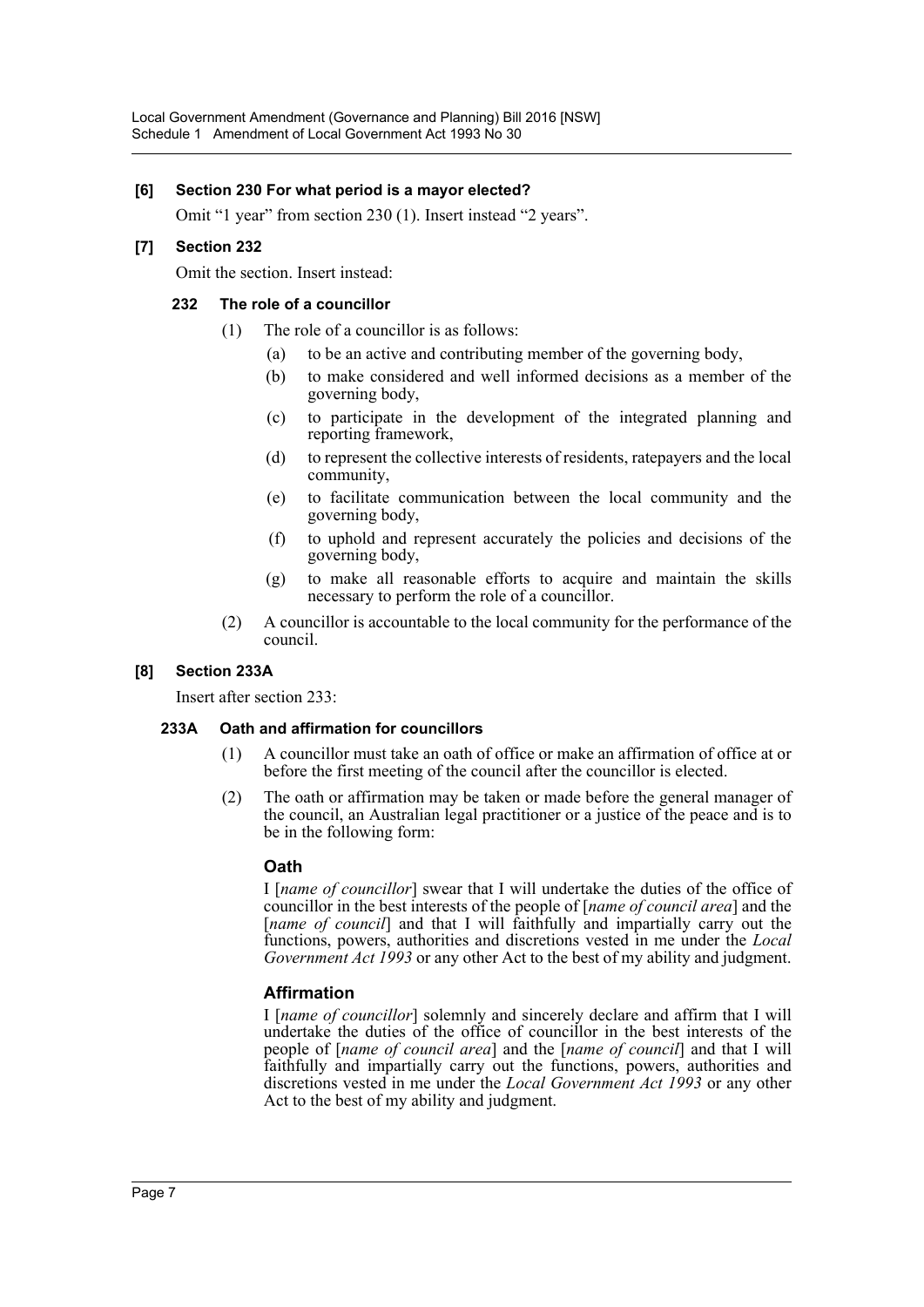### [6] Section 230 For what period is a mayor elected?

Omit "1 year" from section 230 (1). Insert instead "2 years".

### [7] Section 232

Omit the section. Insert instead:

#### 232 The role of a councillor

(1) The role of a councillor is as follows:

- (a) to be an active and contributing member of the governing body,
- (b) to make considered and well informed decisions as a member of the governing body,
- (c) to participate in the development of the integrated planning and reporting framework,
- (d) to represent the collective interests of residents, ratepayers and the local community,
- (e) to facilitate communication between the local community and the governing body,
- (f) to uphold and represent accurately the policies and decisions of the governing body,
- (g) to make all reasonable efforts to acquire and maintain the skills necessary to perform the role of a councillor.

(2) A councillor is accountable to the local community for the performance of the council.

### [8] Section 233A

Insert after section 233:

#### 233A Oath and affirmation for councillors

(1) A councillor must take an oath of office or make an affirmation of office at or before the first meeting of the council after the councillor is elected.

(2) The oath or affirmation may be taken or made before the general manager of the council, an Australian legal practitioner or a justice of the peace and is to be in the following form:

**Oath**

I [*name of councillor*] swear that I will undertake the duties of the office of councillor in the best interests of the people of [*name of council area*] and the [*name of council*] and that I will faithfully and impartially carry out the functions, powers, authorities and discretions vested in me under the *Local Government Act 1993* or any other Act to the best of my ability and judgment.

**Affirmation**

I [*name of councillor*] solemnly and sincerely declare and affirm that I will undertake the duties of the office of councillor in the best interests of the people of [*name of council area*] and the [*name of council*] and that I will faithfully and impartially carry out the functions, powers, authorities and discretions vested in me under the *Local Government Act 1993* or any other Act to the best of my ability and judgment.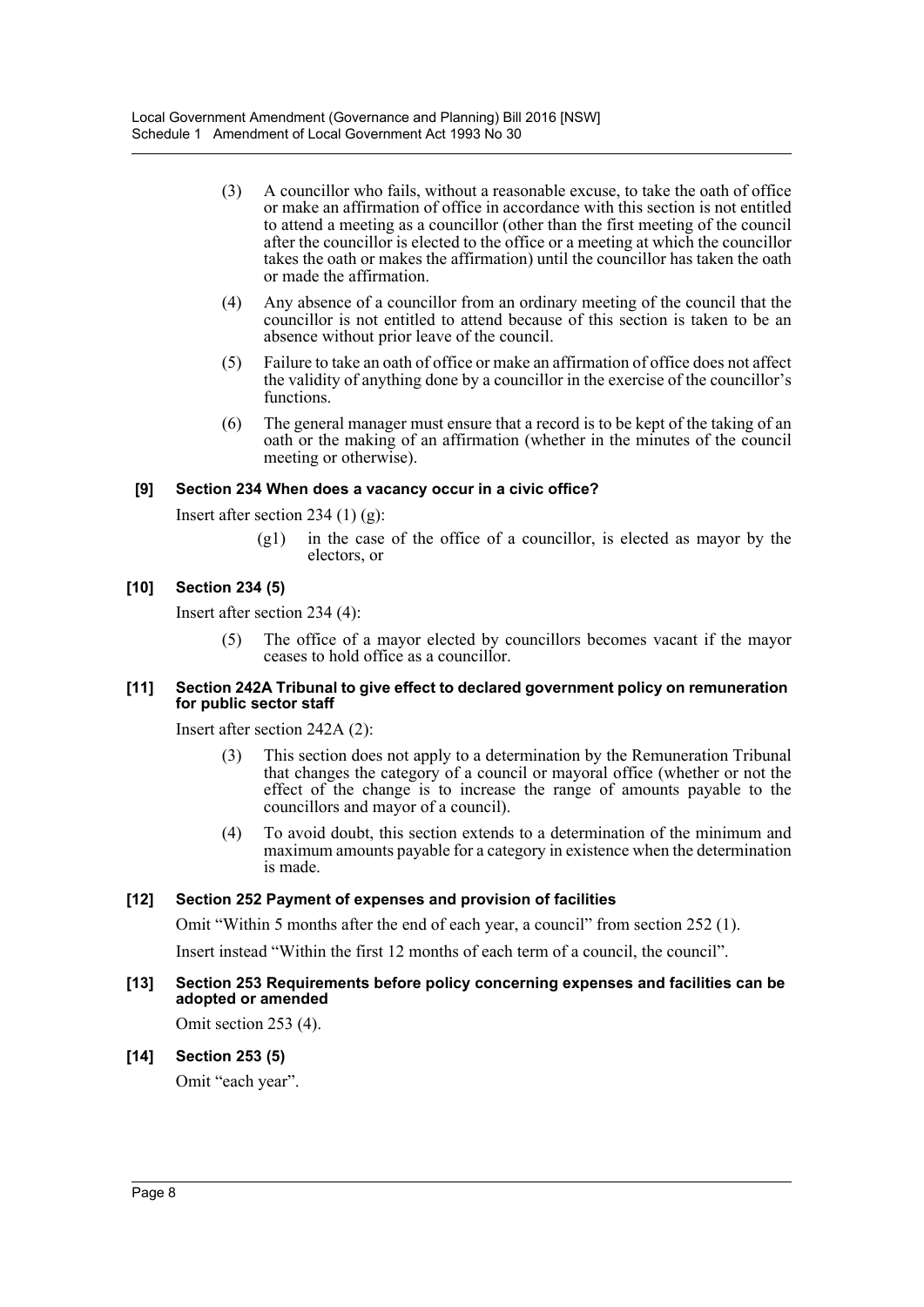(3) A councillor who fails, without a reasonable excuse, to take the oath of office or make an affirmation of office in accordance with this section is not entitled to attend a meeting as a councillor (other than the first meeting of the council after the councillor is elected to the office or a meeting at which the councillor takes the oath or makes the affirmation) until the councillor has taken the oath or made the affirmation.

(4) Any absence of a councillor from an ordinary meeting of the council that the councillor is not entitled to attend because of this section is taken to be an absence without prior leave of the council.

(5) Failure to take an oath of office or make an affirmation of office does not affect the validity of anything done by a councillor in the exercise of the councillor's functions.

(6) The general manager must ensure that a record is to be kept of the taking of an oath or the making of an affirmation (whether in the minutes of the council meeting or otherwise).

**[9] Section 234 When does a vacancy occur in a civic office?**

Insert after section 234 (1) (g):

(g1) in the case of the office of a councillor, is elected as mayor by the electors, or

**[10] Section 234 (5)**

Insert after section 234 (4):

(5) The office of a mayor elected by councillors becomes vacant if the mayor ceases to hold office as a councillor.

**[11] Section 242A Tribunal to give effect to declared government policy on remuneration for public sector staff**

Insert after section 242A (2):

(3) This section does not apply to a determination by the Remuneration Tribunal that changes the category of a council or mayoral office (whether or not the effect of the change is to increase the range of amounts payable to the councillors and mayor of a council).

(4) To avoid doubt, this section extends to a determination of the minimum and maximum amounts payable for a category in existence when the determination is made.

**[12] Section 252 Payment of expenses and provision of facilities**

Omit "Within 5 months after the end of each year, a council" from section 252 (1).

Insert instead "Within the first 12 months of each term of a council, the council".

**[13] Section 253 Requirements before policy concerning expenses and facilities can be adopted or amended**

Omit section 253 (4).

**[14] Section 253 (5)**

Omit "each year".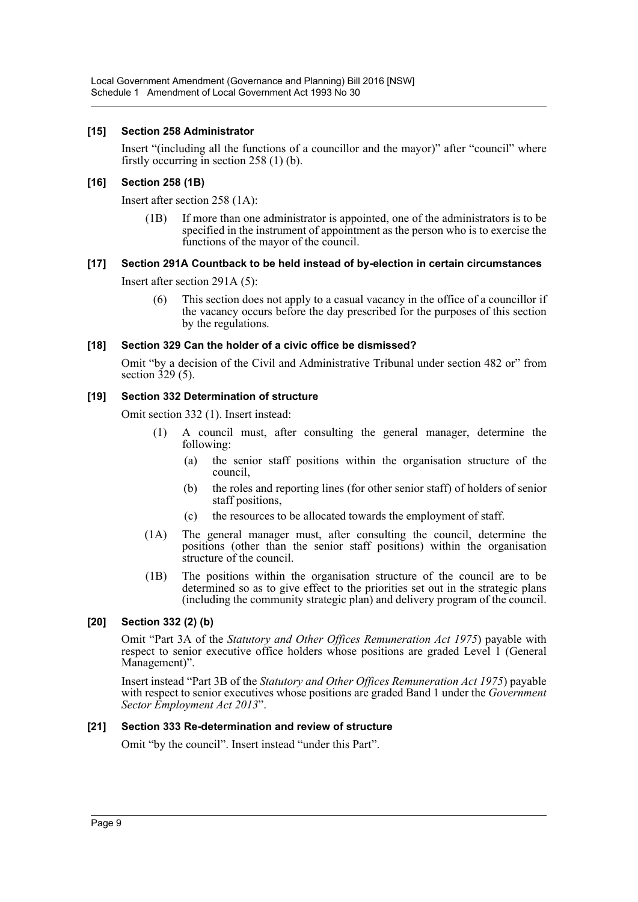### [15] Section 258 Administrator

Insert "(including all the functions of a councillor and the mayor)" after "council" where firstly occurring in section 258 (1) (b).

### [16] Section 258 (1B)

Insert after section 258 (1A):

> (1B) If more than one administrator is appointed, one of the administrators is to be specified in the instrument of appointment as the person who is to exercise the functions of the mayor of the council.

### [17] Section 291A Countback to be held instead of by-election in certain circumstances

Insert after section 291A (5):

> (6) This section does not apply to a casual vacancy in the office of a councillor if the vacancy occurs before the day prescribed for the purposes of this section by the regulations.

### [18] Section 329 Can the holder of a civic office be dismissed?

Omit "by a decision of the Civil and Administrative Tribunal under section 482 or" from section 329 (5).

### [19] Section 332 Determination of structure

Omit section 332 (1). Insert instead:

> (1) A council must, after consulting the general manager, determine the following:
>
> (a) the senior staff positions within the organisation structure of the council,
>
> (b) the roles and reporting lines (for other senior staff) of holders of senior staff positions,
>
> (c) the resources to be allocated towards the employment of staff.
>
> (1A) The general manager must, after consulting the council, determine the positions (other than the senior staff positions) within the organisation structure of the council.
>
> (1B) The positions within the organisation structure of the council are to be determined so as to give effect to the priorities set out in the strategic plans (including the community strategic plan) and delivery program of the council.

### [20] Section 332 (2) (b)

Omit "Part 3A of the *Statutory and Other Offices Remuneration Act 1975*) payable with respect to senior executive office holders whose positions are graded Level 1 (General Management)".

Insert instead "Part 3B of the *Statutory and Other Offices Remuneration Act 1975*) payable with respect to senior executives whose positions are graded Band 1 under the *Government Sector Employment Act 2013*".

### [21] Section 333 Re-determination and review of structure

Omit "by the council". Insert instead "under this Part".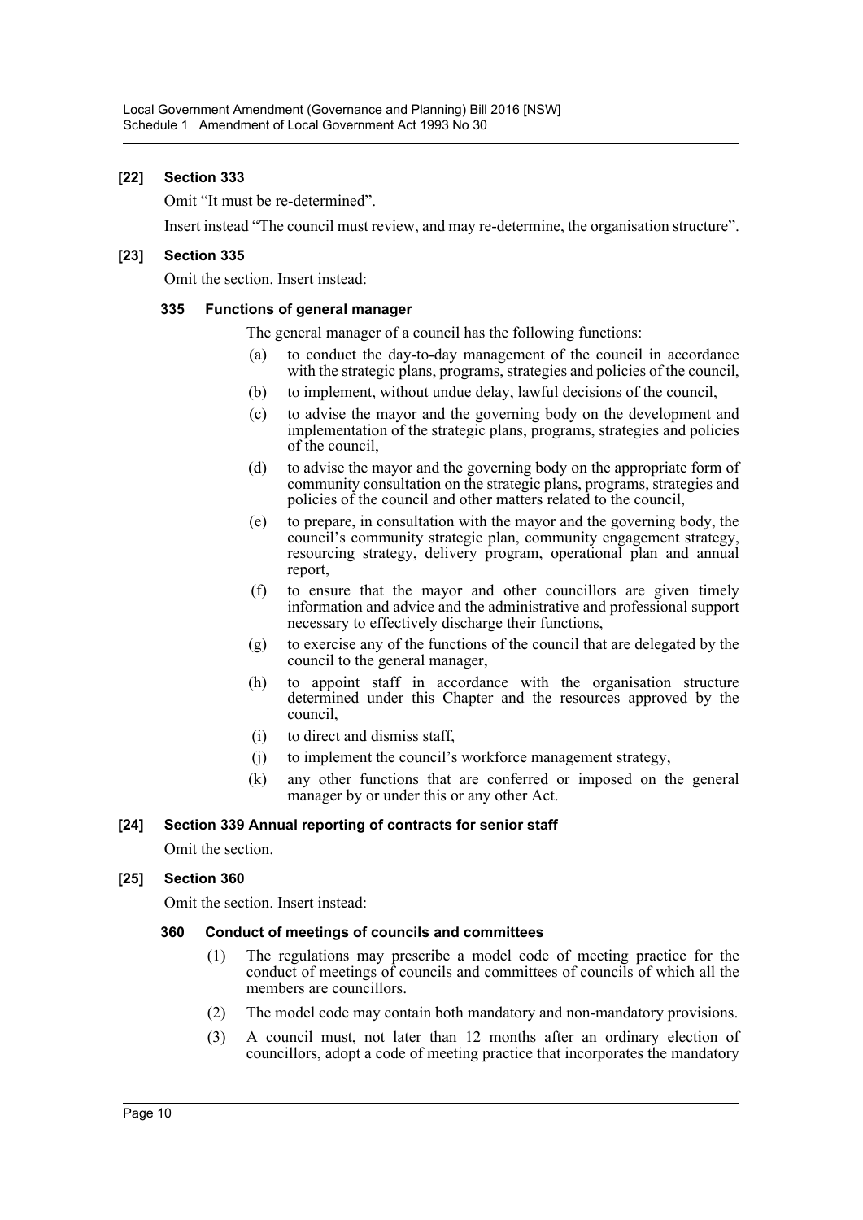### [22] Section 333

Omit "It must be re-determined".

Insert instead "The council must review, and may re-determine, the organisation structure".

### [23] Section 335

Omit the section. Insert instead:

#### 335 Functions of general manager

The general manager of a council has the following functions:

- (a) to conduct the day-to-day management of the council in accordance with the strategic plans, programs, strategies and policies of the council,
- (b) to implement, without undue delay, lawful decisions of the council,
- (c) to advise the mayor and the governing body on the development and implementation of the strategic plans, programs, strategies and policies of the council,
- (d) to advise the mayor and the governing body on the appropriate form of community consultation on the strategic plans, programs, strategies and policies of the council and other matters related to the council,
- (e) to prepare, in consultation with the mayor and the governing body, the council's community strategic plan, community engagement strategy, resourcing strategy, delivery program, operational plan and annual report,
- (f) to ensure that the mayor and other councillors are given timely information and advice and the administrative and professional support necessary to effectively discharge their functions,
- (g) to exercise any of the functions of the council that are delegated by the council to the general manager,
- (h) to appoint staff in accordance with the organisation structure determined under this Chapter and the resources approved by the council,
- (i) to direct and dismiss staff,
- (j) to implement the council's workforce management strategy,
- (k) any other functions that are conferred or imposed on the general manager by or under this or any other Act.

### [24] Section 339 Annual reporting of contracts for senior staff

Omit the section.

### [25] Section 360

Omit the section. Insert instead:

#### 360 Conduct of meetings of councils and committees

- (1) The regulations may prescribe a model code of meeting practice for the conduct of meetings of councils and committees of councils of which all the members are councillors.
- (2) The model code may contain both mandatory and non-mandatory provisions.
- (3) A council must, not later than 12 months after an ordinary election of councillors, adopt a code of meeting practice that incorporates the mandatory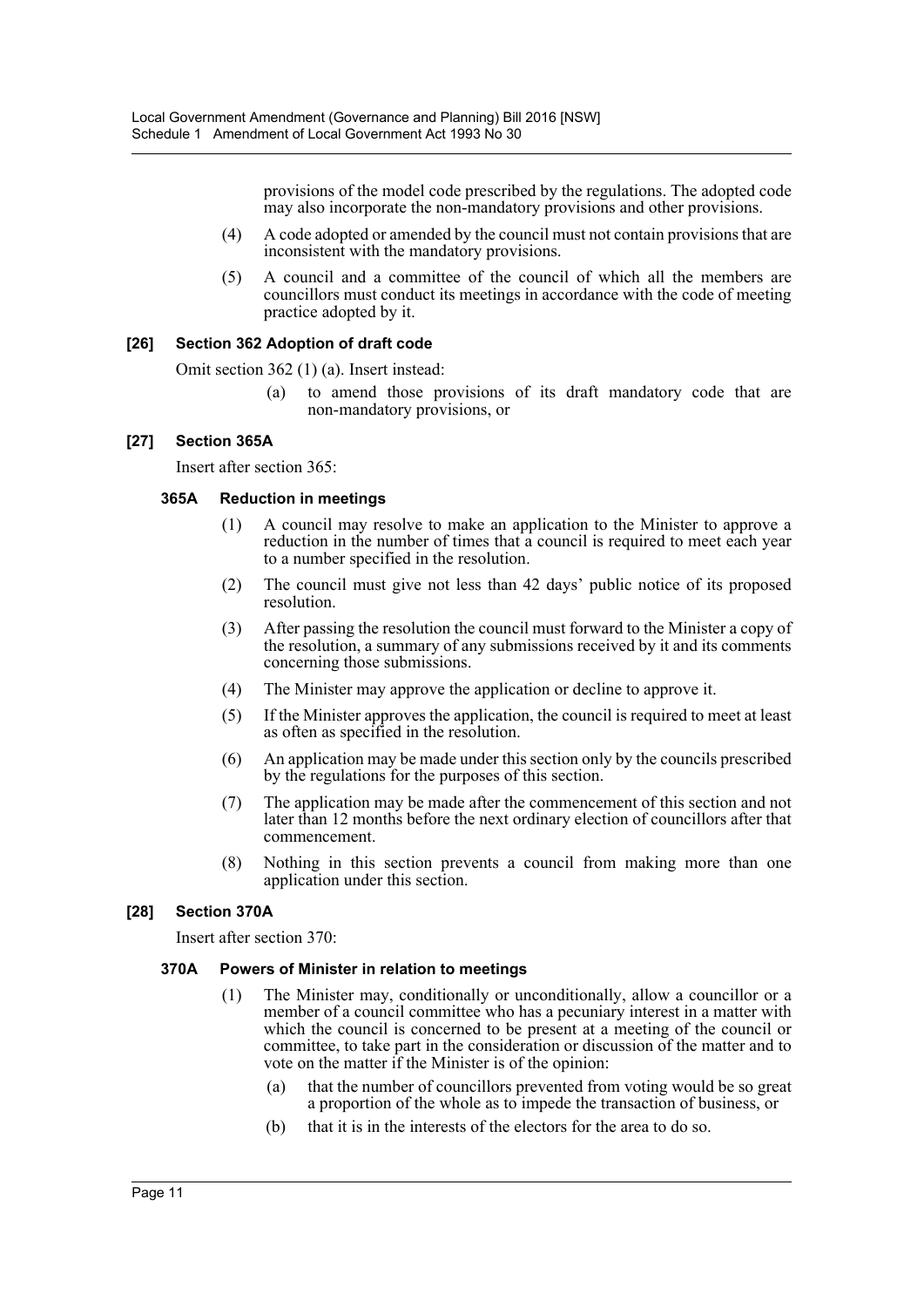provisions of the model code prescribed by the regulations. The adopted code may also incorporate the non-mandatory provisions and other provisions.

(4) A code adopted or amended by the council must not contain provisions that are inconsistent with the mandatory provisions.

(5) A council and a committee of the council of which all the members are councillors must conduct its meetings in accordance with the code of meeting practice adopted by it.

### [26] Section 362 Adoption of draft code

Omit section 362 (1) (a). Insert instead:

> (a) to amend those provisions of its draft mandatory code that are non-mandatory provisions, or

### [27] Section 365A

Insert after section 365:

#### 365A Reduction in meetings

(1) A council may resolve to make an application to the Minister to approve a reduction in the number of times that a council is required to meet each year to a number specified in the resolution.

(2) The council must give not less than 42 days' public notice of its proposed resolution.

(3) After passing the resolution the council must forward to the Minister a copy of the resolution, a summary of any submissions received by it and its comments concerning those submissions.

(4) The Minister may approve the application or decline to approve it.

(5) If the Minister approves the application, the council is required to meet at least as often as specified in the resolution.

(6) An application may be made under this section only by the councils prescribed by the regulations for the purposes of this section.

(7) The application may be made after the commencement of this section and not later than 12 months before the next ordinary election of councillors after that commencement.

(8) Nothing in this section prevents a council from making more than one application under this section.

### [28] Section 370A

Insert after section 370:

#### 370A Powers of Minister in relation to meetings

(1) The Minister may, conditionally or unconditionally, allow a councillor or a member of a council committee who has a pecuniary interest in a matter with which the council is concerned to be present at a meeting of the council or committee, to take part in the consideration or discussion of the matter and to vote on the matter if the Minister is of the opinion:

- (a) that the number of councillors prevented from voting would be so great a proportion of the whole as to impede the transaction of business, or
- (b) that it is in the interests of the electors for the area to do so.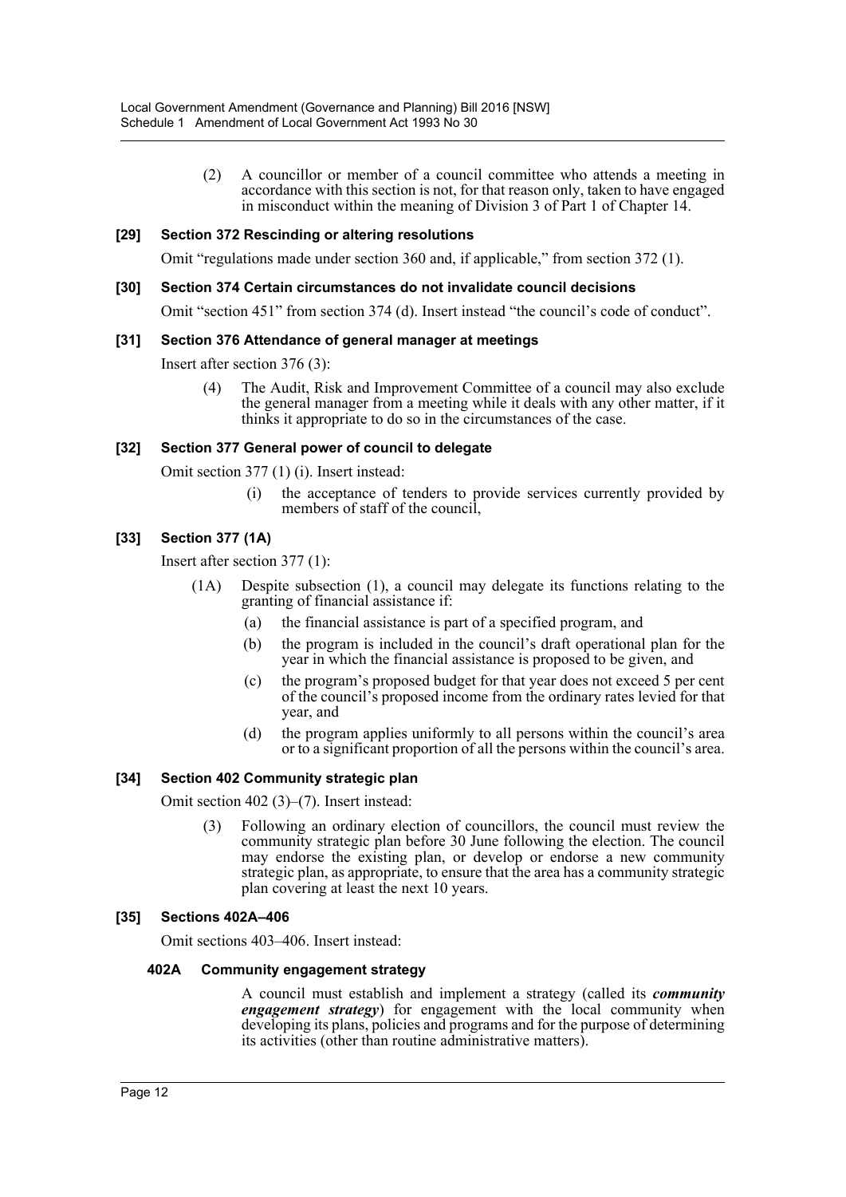(2) A councillor or member of a council committee who attends a meeting in accordance with this section is not, for that reason only, taken to have engaged in misconduct within the meaning of Division 3 of Part 1 of Chapter 14.

### [29] Section 372 Rescinding or altering resolutions

Omit "regulations made under section 360 and, if applicable," from section 372 (1).

### [30] Section 374 Certain circumstances do not invalidate council decisions

Omit "section 451" from section 374 (d). Insert instead "the council's code of conduct".

### [31] Section 376 Attendance of general manager at meetings

Insert after section 376 (3):

(4) The Audit, Risk and Improvement Committee of a council may also exclude the general manager from a meeting while it deals with any other matter, if it thinks it appropriate to do so in the circumstances of the case.

### [32] Section 377 General power of council to delegate

Omit section 377 (1) (i). Insert instead:

(i) the acceptance of tenders to provide services currently provided by members of staff of the council,

### [33] Section 377 (1A)

Insert after section 377 (1):

(1A) Despite subsection (1), a council may delegate its functions relating to the granting of financial assistance if:

(a) the financial assistance is part of a specified program, and

(b) the program is included in the council's draft operational plan for the year in which the financial assistance is proposed to be given, and

(c) the program's proposed budget for that year does not exceed 5 per cent of the council's proposed income from the ordinary rates levied for that year, and

(d) the program applies uniformly to all persons within the council's area or to a significant proportion of all the persons within the council's area.

### [34] Section 402 Community strategic plan

Omit section 402 (3)–(7). Insert instead:

(3) Following an ordinary election of councillors, the council must review the community strategic plan before 30 June following the election. The council may endorse the existing plan, or develop or endorse a new community strategic plan, as appropriate, to ensure that the area has a community strategic plan covering at least the next 10 years.

### [35] Sections 402A–406

Omit sections 403–406. Insert instead:

#### 402A Community engagement strategy

A council must establish and implement a strategy (called its ***community engagement strategy***) for engagement with the local community when developing its plans, policies and programs and for the purpose of determining its activities (other than routine administrative matters).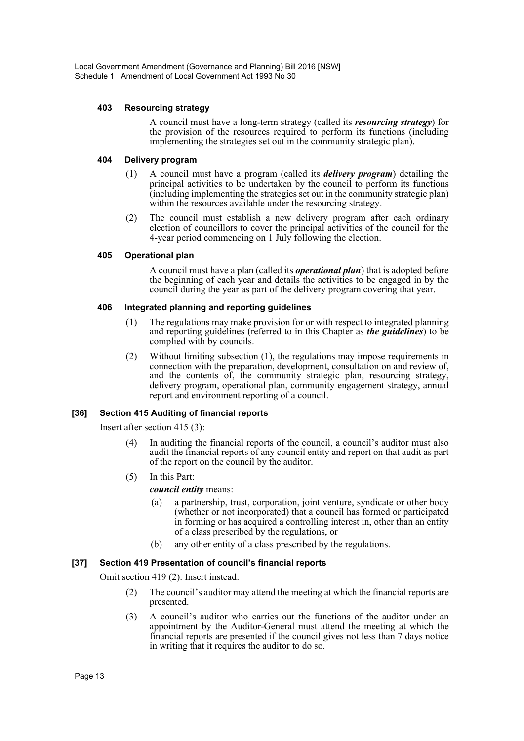#### 403 Resourcing strategy

A council must have a long-term strategy (called its ***resourcing strategy***) for the provision of the resources required to perform its functions (including implementing the strategies set out in the community strategic plan).

#### 404 Delivery program

(1) A council must have a program (called its ***delivery program***) detailing the principal activities to be undertaken by the council to perform its functions (including implementing the strategies set out in the community strategic plan) within the resources available under the resourcing strategy.

(2) The council must establish a new delivery program after each ordinary election of councillors to cover the principal activities of the council for the 4-year period commencing on 1 July following the election.

#### 405 Operational plan

A council must have a plan (called its ***operational plan***) that is adopted before the beginning of each year and details the activities to be engaged in by the council during the year as part of the delivery program covering that year.

#### 406 Integrated planning and reporting guidelines

(1) The regulations may make provision for or with respect to integrated planning and reporting guidelines (referred to in this Chapter as ***the guidelines***) to be complied with by councils.

(2) Without limiting subsection (1), the regulations may impose requirements in connection with the preparation, development, consultation on and review of, and the contents of, the community strategic plan, resourcing strategy, delivery program, operational plan, community engagement strategy, annual report and environment reporting of a council.

### [36] Section 415 Auditing of financial reports

Insert after section 415 (3):

(4) In auditing the financial reports of the council, a council's auditor must also audit the financial reports of any council entity and report on that audit as part of the report on the council by the auditor.

(5) In this Part:

***council entity*** means:

(a) a partnership, trust, corporation, joint venture, syndicate or other body (whether or not incorporated) that a council has formed or participated in forming or has acquired a controlling interest in, other than an entity of a class prescribed by the regulations, or

(b) any other entity of a class prescribed by the regulations.

### [37] Section 419 Presentation of council's financial reports

Omit section 419 (2). Insert instead:

(2) The council's auditor may attend the meeting at which the financial reports are presented.

(3) A council's auditor who carries out the functions of the auditor under an appointment by the Auditor-General must attend the meeting at which the financial reports are presented if the council gives not less than 7 days notice in writing that it requires the auditor to do so.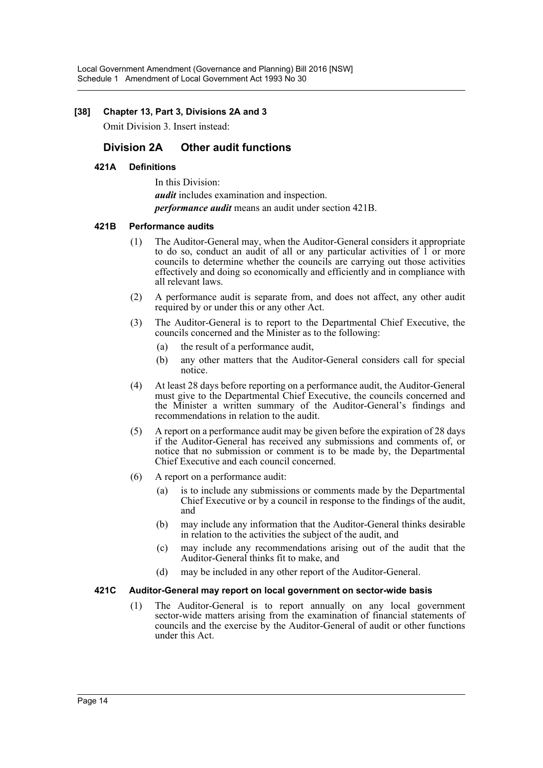**[38] Chapter 13, Part 3, Divisions 2A and 3**

Omit Division 3. Insert instead:

## Division 2A Other audit functions

### 421A Definitions

In this Division:

***audit*** includes examination and inspection.

***performance audit*** means an audit under section 421B.

### 421B Performance audits

(1) The Auditor-General may, when the Auditor-General considers it appropriate to do so, conduct an audit of all or any particular activities of 1 or more councils to determine whether the councils are carrying out those activities effectively and doing so economically and efficiently and in compliance with all relevant laws.

(2) A performance audit is separate from, and does not affect, any other audit required by or under this or any other Act.

(3) The Auditor-General is to report to the Departmental Chief Executive, the councils concerned and the Minister as to the following:

- (a) the result of a performance audit,
- (b) any other matters that the Auditor-General considers call for special notice.

(4) At least 28 days before reporting on a performance audit, the Auditor-General must give to the Departmental Chief Executive, the councils concerned and the Minister a written summary of the Auditor-General's findings and recommendations in relation to the audit.

(5) A report on a performance audit may be given before the expiration of 28 days if the Auditor-General has received any submissions and comments of, or notice that no submission or comment is to be made by, the Departmental Chief Executive and each council concerned.

(6) A report on a performance audit:

- (a) is to include any submissions or comments made by the Departmental Chief Executive or by a council in response to the findings of the audit, and
- (b) may include any information that the Auditor-General thinks desirable in relation to the activities the subject of the audit, and
- (c) may include any recommendations arising out of the audit that the Auditor-General thinks fit to make, and
- (d) may be included in any other report of the Auditor-General.

### 421C Auditor-General may report on local government on sector-wide basis

(1) The Auditor-General is to report annually on any local government sector-wide matters arising from the examination of financial statements of councils and the exercise by the Auditor-General of audit or other functions under this Act.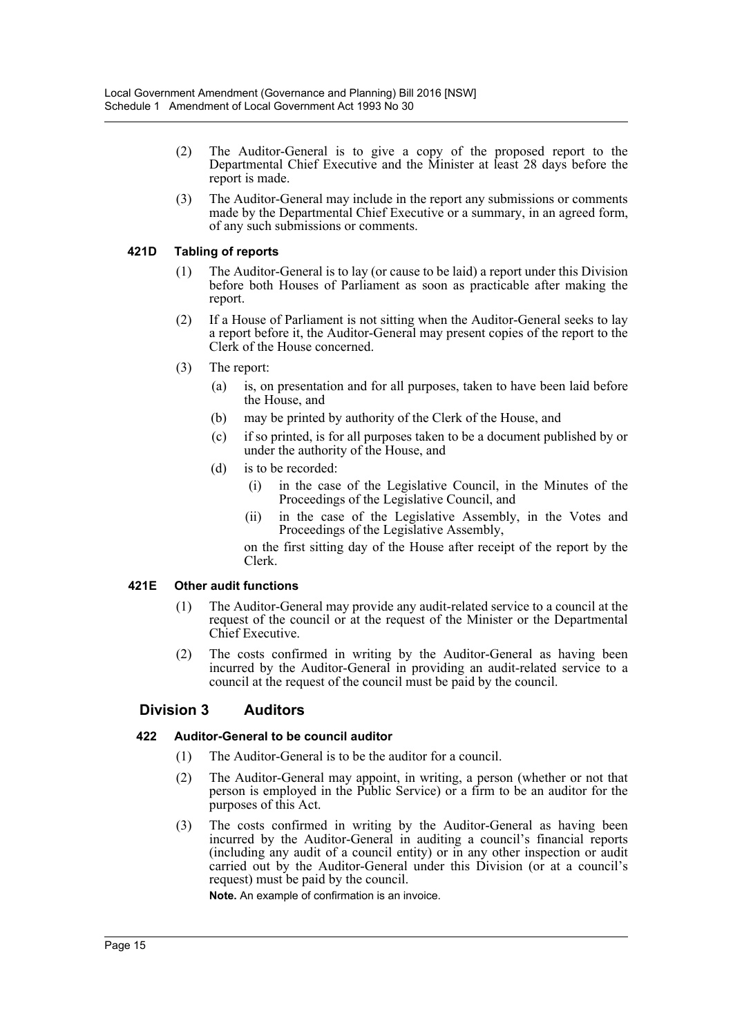(2) The Auditor-General is to give a copy of the proposed report to the Departmental Chief Executive and the Minister at least 28 days before the report is made.

(3) The Auditor-General may include in the report any submissions or comments made by the Departmental Chief Executive or a summary, in an agreed form, of any such submissions or comments.

#### 421D Tabling of reports

(1) The Auditor-General is to lay (or cause to be laid) a report under this Division before both Houses of Parliament as soon as practicable after making the report.

(2) If a House of Parliament is not sitting when the Auditor-General seeks to lay a report before it, the Auditor-General may present copies of the report to the Clerk of the House concerned.

(3) The report:

(a) is, on presentation and for all purposes, taken to have been laid before the House, and

(b) may be printed by authority of the Clerk of the House, and

(c) if so printed, is for all purposes taken to be a document published by or under the authority of the House, and

(d) is to be recorded:

(i) in the case of the Legislative Council, in the Minutes of the Proceedings of the Legislative Council, and

(ii) in the case of the Legislative Assembly, in the Votes and Proceedings of the Legislative Assembly,

on the first sitting day of the House after receipt of the report by the Clerk.

#### 421E Other audit functions

(1) The Auditor-General may provide any audit-related service to a council at the request of the council or at the request of the Minister or the Departmental Chief Executive.

(2) The costs confirmed in writing by the Auditor-General as having been incurred by the Auditor-General in providing an audit-related service to a council at the request of the council must be paid by the council.

### Division 3 Auditors

#### 422 Auditor-General to be council auditor

(1) The Auditor-General is to be the auditor for a council.

(2) The Auditor-General may appoint, in writing, a person (whether or not that person is employed in the Public Service) or a firm to be an auditor for the purposes of this Act.

(3) The costs confirmed in writing by the Auditor-General as having been incurred by the Auditor-General in auditing a council's financial reports (including any audit of a council entity) or in any other inspection or audit carried out by the Auditor-General under this Division (or at a council's request) must be paid by the council.

**Note.** An example of confirmation is an invoice.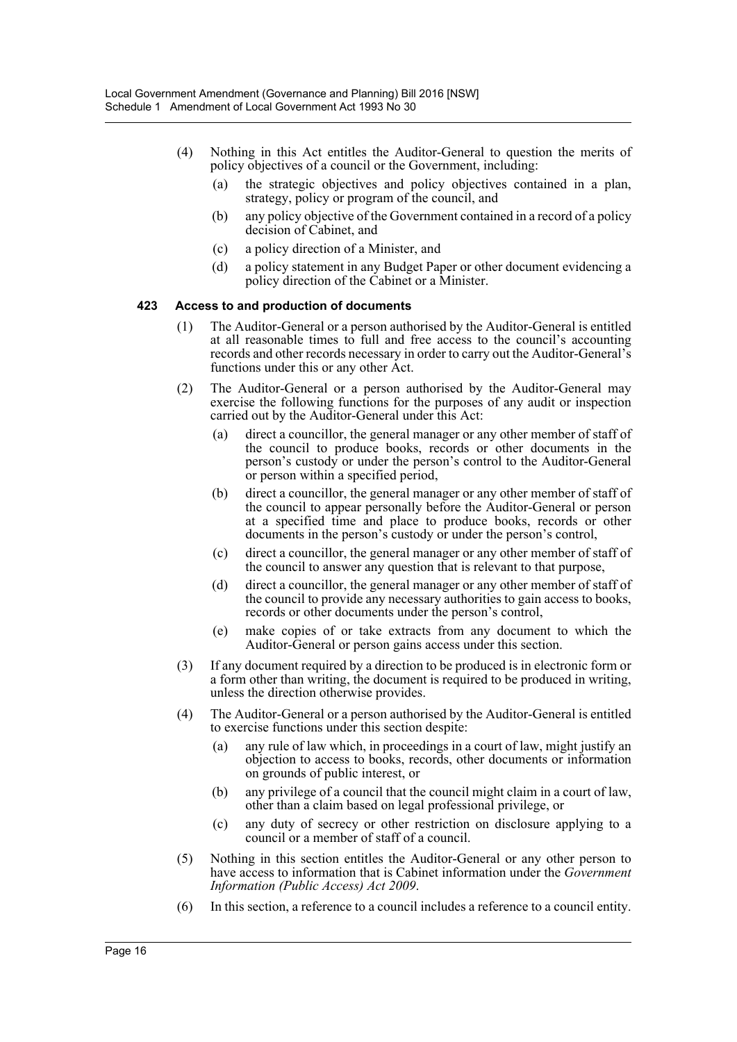(4) Nothing in this Act entitles the Auditor-General to question the merits of policy objectives of a council or the Government, including:

  (a) the strategic objectives and policy objectives contained in a plan, strategy, policy or program of the council, and

  (b) any policy objective of the Government contained in a record of a policy decision of Cabinet, and

  (c) a policy direction of a Minister, and

  (d) a policy statement in any Budget Paper or other document evidencing a policy direction of the Cabinet or a Minister.

**423 Access to and production of documents**

(1) The Auditor-General or a person authorised by the Auditor-General is entitled at all reasonable times to full and free access to the council's accounting records and other records necessary in order to carry out the Auditor-General's functions under this or any other Act.

(2) The Auditor-General or a person authorised by the Auditor-General may exercise the following functions for the purposes of any audit or inspection carried out by the Auditor-General under this Act:

  (a) direct a councillor, the general manager or any other member of staff of the council to produce books, records or other documents in the person's custody or under the person's control to the Auditor-General or person within a specified period,

  (b) direct a councillor, the general manager or any other member of staff of the council to appear personally before the Auditor-General or person at a specified time and place to produce books, records or other documents in the person's custody or under the person's control,

  (c) direct a councillor, the general manager or any other member of staff of the council to answer any question that is relevant to that purpose,

  (d) direct a councillor, the general manager or any other member of staff of the council to provide any necessary authorities to gain access to books, records or other documents under the person's control,

  (e) make copies of or take extracts from any document to which the Auditor-General or person gains access under this section.

(3) If any document required by a direction to be produced is in electronic form or a form other than writing, the document is required to be produced in writing, unless the direction otherwise provides.

(4) The Auditor-General or a person authorised by the Auditor-General is entitled to exercise functions under this section despite:

  (a) any rule of law which, in proceedings in a court of law, might justify an objection to access to books, records, other documents or information on grounds of public interest, or

  (b) any privilege of a council that the council might claim in a court of law, other than a claim based on legal professional privilege, or

  (c) any duty of secrecy or other restriction on disclosure applying to a council or a member of staff of a council.

(5) Nothing in this section entitles the Auditor-General or any other person to have access to information that is Cabinet information under the *Government Information (Public Access) Act 2009*.

(6) In this section, a reference to a council includes a reference to a council entity.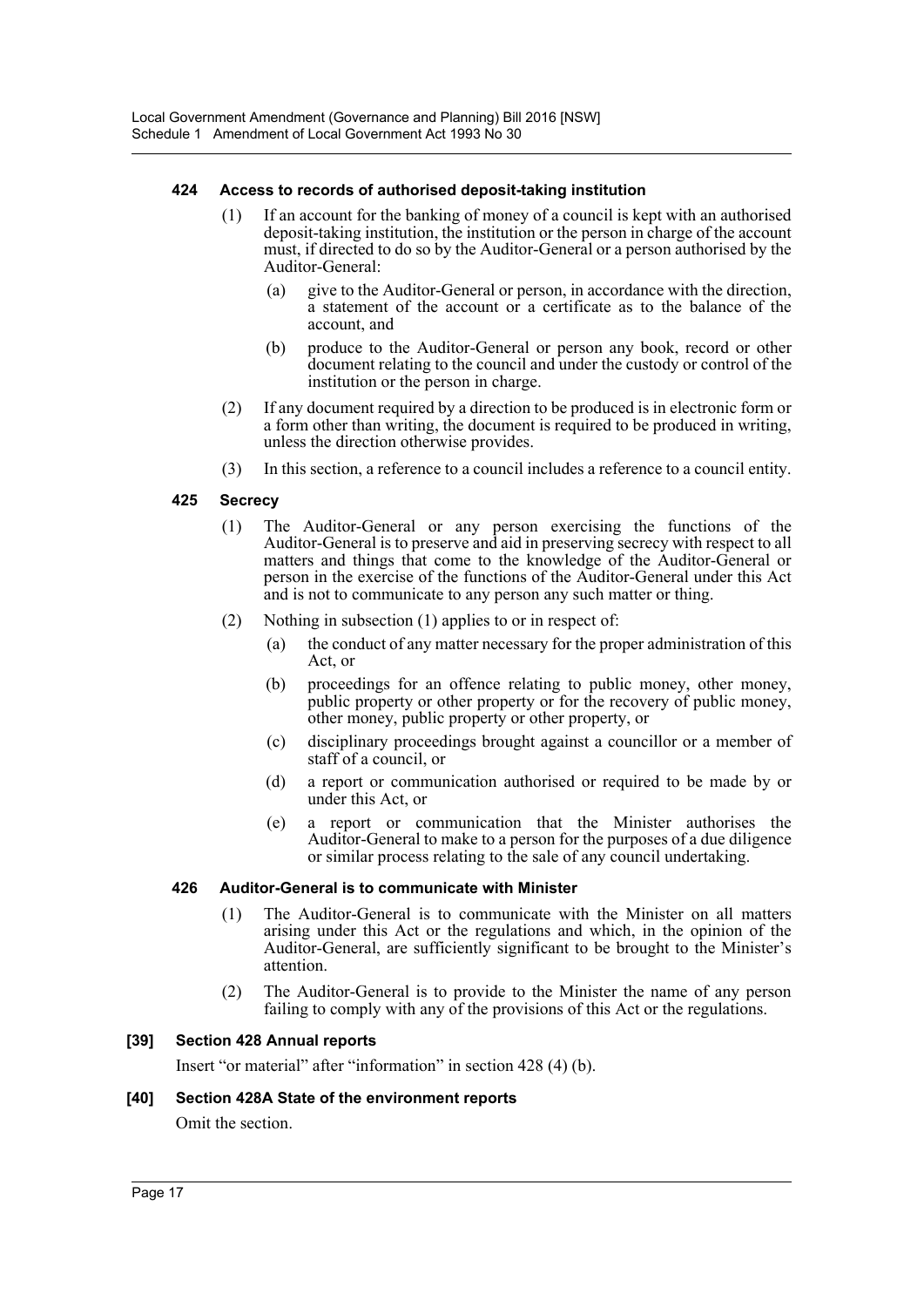#### 424 Access to records of authorised deposit-taking institution

(1) If an account for the banking of money of a council is kept with an authorised deposit-taking institution, the institution or the person in charge of the account must, if directed to do so by the Auditor-General or a person authorised by the Auditor-General:

(a) give to the Auditor-General or person, in accordance with the direction, a statement of the account or a certificate as to the balance of the account, and

(b) produce to the Auditor-General or person any book, record or other document relating to the council and under the custody or control of the institution or the person in charge.

(2) If any document required by a direction to be produced is in electronic form or a form other than writing, the document is required to be produced in writing, unless the direction otherwise provides.

(3) In this section, a reference to a council includes a reference to a council entity.

#### 425 Secrecy

(1) The Auditor-General or any person exercising the functions of the Auditor-General is to preserve and aid in preserving secrecy with respect to all matters and things that come to the knowledge of the Auditor-General or person in the exercise of the functions of the Auditor-General under this Act and is not to communicate to any person any such matter or thing.

(2) Nothing in subsection (1) applies to or in respect of:

(a) the conduct of any matter necessary for the proper administration of this Act, or

(b) proceedings for an offence relating to public money, other money, public property or other property or for the recovery of public money, other money, public property or other property, or

(c) disciplinary proceedings brought against a councillor or a member of staff of a council, or

(d) a report or communication authorised or required to be made by or under this Act, or

(e) a report or communication that the Minister authorises the Auditor-General to make to a person for the purposes of a due diligence or similar process relating to the sale of any council undertaking.

#### 426 Auditor-General is to communicate with Minister

(1) The Auditor-General is to communicate with the Minister on all matters arising under this Act or the regulations and which, in the opinion of the Auditor-General, are sufficiently significant to be brought to the Minister's attention.

(2) The Auditor-General is to provide to the Minister the name of any person failing to comply with any of the provisions of this Act or the regulations.

### [39] Section 428 Annual reports

Insert "or material" after "information" in section 428 (4) (b).

### [40] Section 428A State of the environment reports

Omit the section.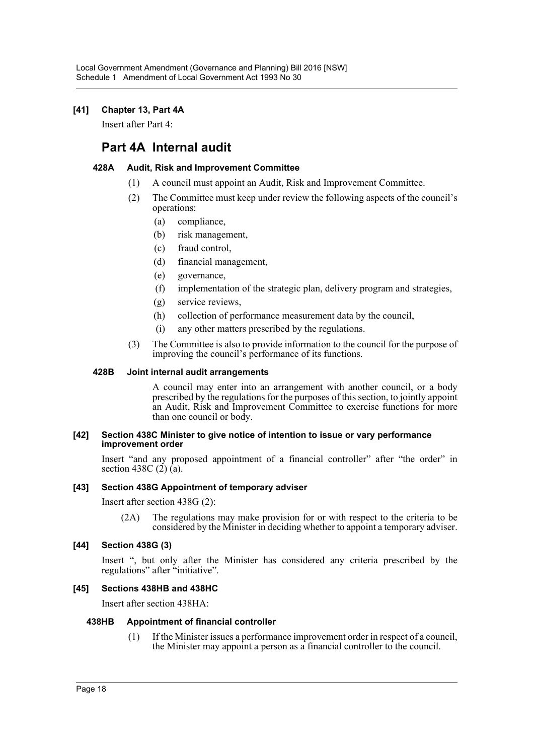**[41] Chapter 13, Part 4A**

Insert after Part 4:

## Part 4A Internal audit

**428A Audit, Risk and Improvement Committee**

(1) A council must appoint an Audit, Risk and Improvement Committee.

(2) The Committee must keep under review the following aspects of the council's operations:

(a) compliance,

(b) risk management,

(c) fraud control,

(d) financial management,

(e) governance,

(f) implementation of the strategic plan, delivery program and strategies,

(g) service reviews,

(h) collection of performance measurement data by the council,

(i) any other matters prescribed by the regulations.

(3) The Committee is also to provide information to the council for the purpose of improving the council's performance of its functions.

**428B Joint internal audit arrangements**

A council may enter into an arrangement with another council, or a body prescribed by the regulations for the purposes of this section, to jointly appoint an Audit, Risk and Improvement Committee to exercise functions for more than one council or body.

**[42] Section 438C Minister to give notice of intention to issue or vary performance improvement order**

Insert "and any proposed appointment of a financial controller" after "the order" in section 438C (2) (a).

**[43] Section 438G Appointment of temporary adviser**

Insert after section 438G (2):

(2A) The regulations may make provision for or with respect to the criteria to be considered by the Minister in deciding whether to appoint a temporary adviser.

**[44] Section 438G (3)**

Insert ", but only after the Minister has considered any criteria prescribed by the regulations" after "initiative".

**[45] Sections 438HB and 438HC**

Insert after section 438HA:

**438HB Appointment of financial controller**

(1) If the Minister issues a performance improvement order in respect of a council, the Minister may appoint a person as a financial controller to the council.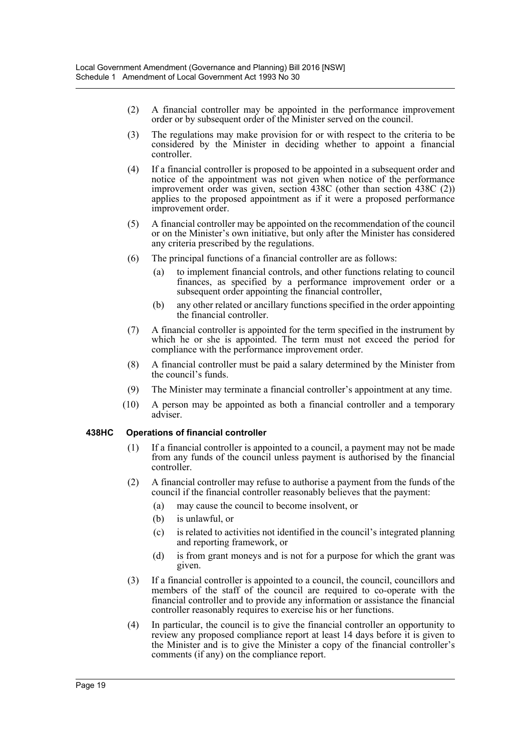(2) A financial controller may be appointed in the performance improvement order or by subsequent order of the Minister served on the council.

(3) The regulations may make provision for or with respect to the criteria to be considered by the Minister in deciding whether to appoint a financial controller.

(4) If a financial controller is proposed to be appointed in a subsequent order and notice of the appointment was not given when notice of the performance improvement order was given, section 438C (other than section 438C (2)) applies to the proposed appointment as if it were a proposed performance improvement order.

(5) A financial controller may be appointed on the recommendation of the council or on the Minister's own initiative, but only after the Minister has considered any criteria prescribed by the regulations.

(6) The principal functions of a financial controller are as follows:

- (a) to implement financial controls, and other functions relating to council finances, as specified by a performance improvement order or a subsequent order appointing the financial controller,
- (b) any other related or ancillary functions specified in the order appointing the financial controller.

(7) A financial controller is appointed for the term specified in the instrument by which he or she is appointed. The term must not exceed the period for compliance with the performance improvement order.

(8) A financial controller must be paid a salary determined by the Minister from the council's funds.

(9) The Minister may terminate a financial controller's appointment at any time.

(10) A person may be appointed as both a financial controller and a temporary adviser.

### 438HC Operations of financial controller

(1) If a financial controller is appointed to a council, a payment may not be made from any funds of the council unless payment is authorised by the financial controller.

(2) A financial controller may refuse to authorise a payment from the funds of the council if the financial controller reasonably believes that the payment:

- (a) may cause the council to become insolvent, or
- (b) is unlawful, or
- (c) is related to activities not identified in the council's integrated planning and reporting framework, or
- (d) is from grant moneys and is not for a purpose for which the grant was given.

(3) If a financial controller is appointed to a council, the council, councillors and members of the staff of the council are required to co-operate with the financial controller and to provide any information or assistance the financial controller reasonably requires to exercise his or her functions.

(4) In particular, the council is to give the financial controller an opportunity to review any proposed compliance report at least 14 days before it is given to the Minister and is to give the Minister a copy of the financial controller's comments (if any) on the compliance report.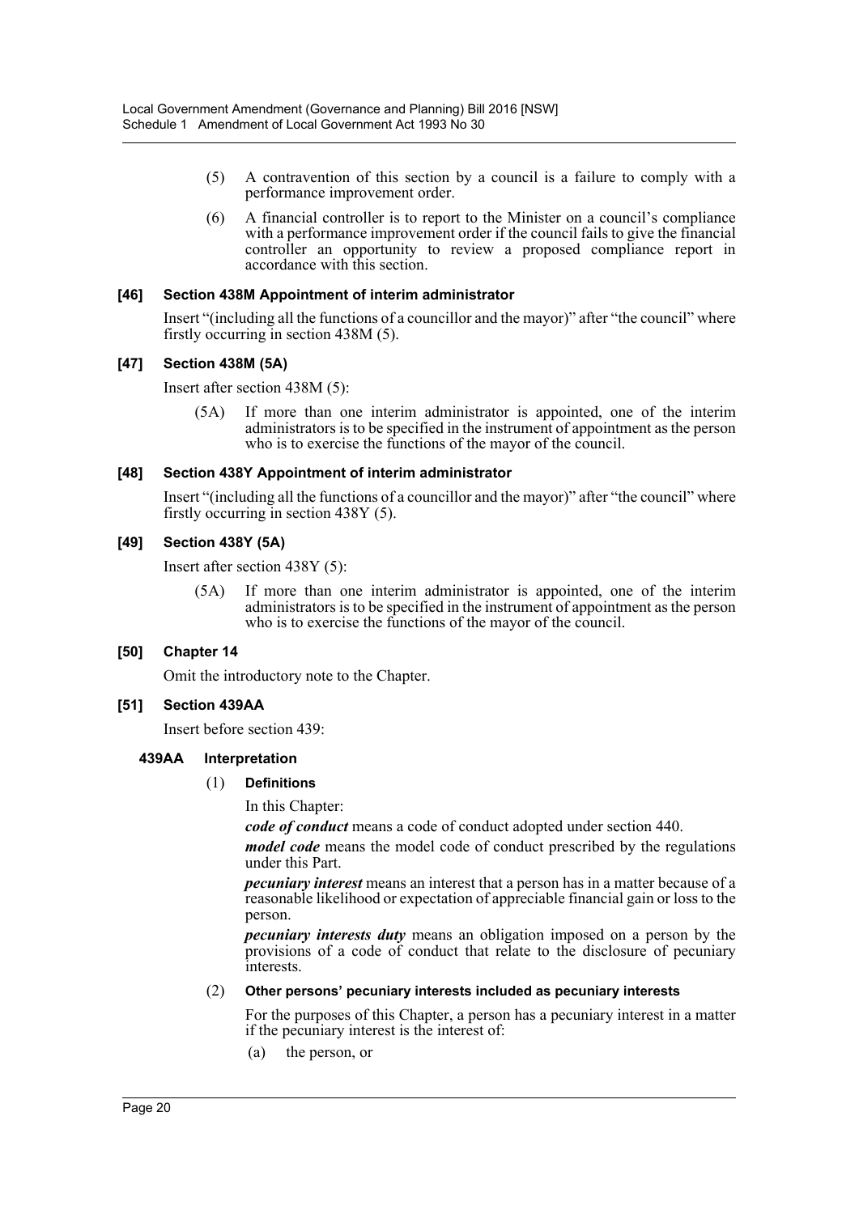(5) A contravention of this section by a council is a failure to comply with a performance improvement order.

(6) A financial controller is to report to the Minister on a council's compliance with a performance improvement order if the council fails to give the financial controller an opportunity to review a proposed compliance report in accordance with this section.

#### [46] Section 438M Appointment of interim administrator

Insert "(including all the functions of a councillor and the mayor)" after "the council" where firstly occurring in section 438M (5).

#### [47] Section 438M (5A)

Insert after section 438M (5):

(5A) If more than one interim administrator is appointed, one of the interim administrators is to be specified in the instrument of appointment as the person who is to exercise the functions of the mayor of the council.

#### [48] Section 438Y Appointment of interim administrator

Insert "(including all the functions of a councillor and the mayor)" after "the council" where firstly occurring in section 438Y (5).

#### [49] Section 438Y (5A)

Insert after section 438Y (5):

(5A) If more than one interim administrator is appointed, one of the interim administrators is to be specified in the instrument of appointment as the person who is to exercise the functions of the mayor of the council.

#### [50] Chapter 14

Omit the introductory note to the Chapter.

#### [51] Section 439AA

Insert before section 439:

**439AA Interpretation**

(1) **Definitions**

In this Chapter:

***code of conduct*** means a code of conduct adopted under section 440.

***model code*** means the model code of conduct prescribed by the regulations under this Part.

***pecuniary interest*** means an interest that a person has in a matter because of a reasonable likelihood or expectation of appreciable financial gain or loss to the person.

***pecuniary interests duty*** means an obligation imposed on a person by the provisions of a code of conduct that relate to the disclosure of pecuniary interests.

(2) **Other persons' pecuniary interests included as pecuniary interests**

For the purposes of this Chapter, a person has a pecuniary interest in a matter if the pecuniary interest is the interest of:

(a) the person, or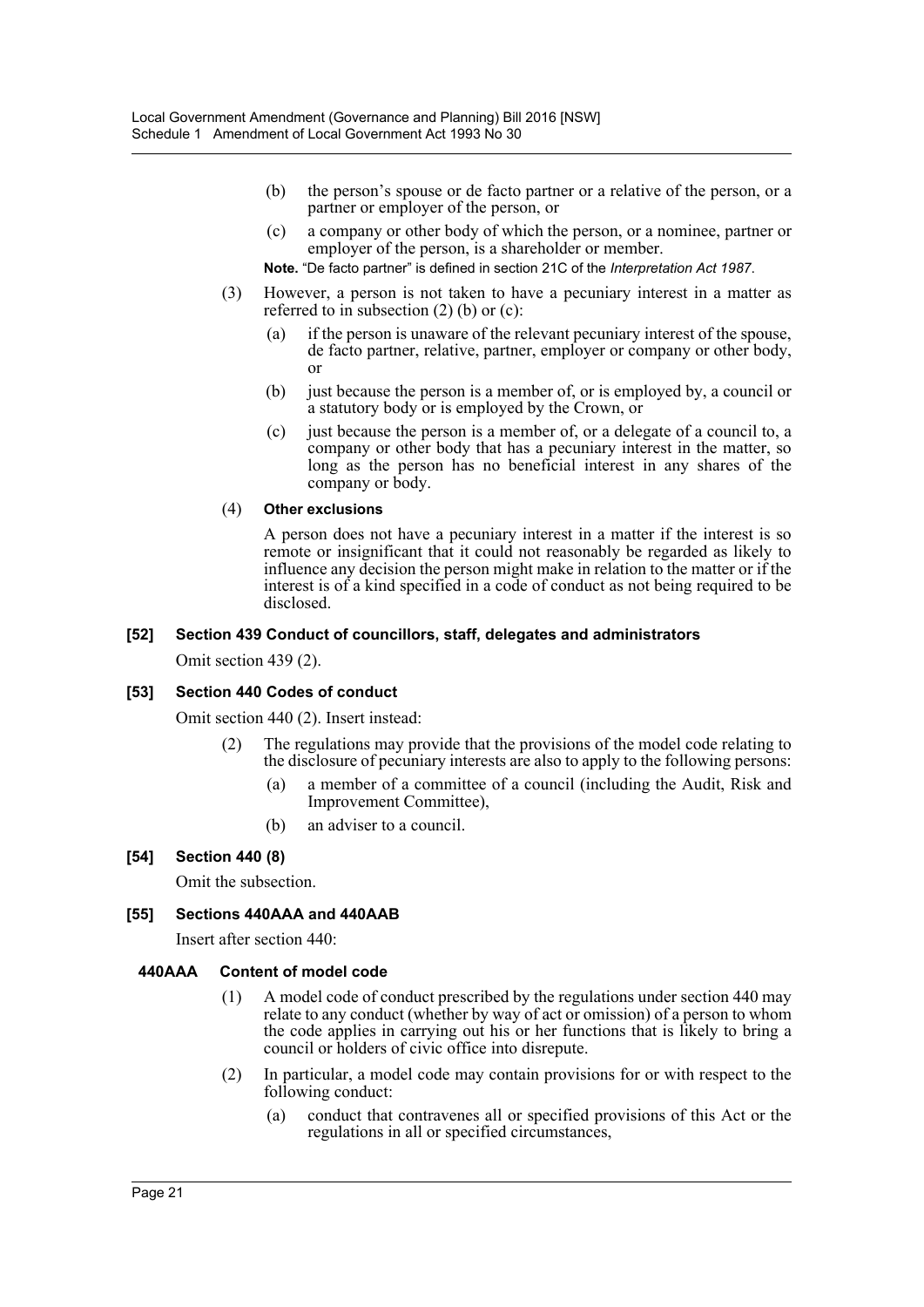(b) the person's spouse or de facto partner or a relative of the person, or a partner or employer of the person, or

(c) a company or other body of which the person, or a nominee, partner or employer of the person, is a shareholder or member.

**Note.** "De facto partner" is defined in section 21C of the *Interpretation Act 1987*.

(3) However, a person is not taken to have a pecuniary interest in a matter as referred to in subsection (2) (b) or (c):

(a) if the person is unaware of the relevant pecuniary interest of the spouse, de facto partner, relative, partner, employer or company or other body, or

(b) just because the person is a member of, or is employed by, a council or a statutory body or is employed by the Crown, or

(c) just because the person is a member of, or a delegate of a council to, a company or other body that has a pecuniary interest in the matter, so long as the person has no beneficial interest in any shares of the company or body.

(4) **Other exclusions**

A person does not have a pecuniary interest in a matter if the interest is so remote or insignificant that it could not reasonably be regarded as likely to influence any decision the person might make in relation to the matter or if the interest is of a kind specified in a code of conduct as not being required to be disclosed.

### [52] Section 439 Conduct of councillors, staff, delegates and administrators

Omit section 439 (2).

### [53] Section 440 Codes of conduct

Omit section 440 (2). Insert instead:

(2) The regulations may provide that the provisions of the model code relating to the disclosure of pecuniary interests are also to apply to the following persons:

(a) a member of a committee of a council (including the Audit, Risk and Improvement Committee),

(b) an adviser to a council.

### [54] Section 440 (8)

Omit the subsection.

### [55] Sections 440AAA and 440AAB

Insert after section 440:

#### 440AAA Content of model code

(1) A model code of conduct prescribed by the regulations under section 440 may relate to any conduct (whether by way of act or omission) of a person to whom the code applies in carrying out his or her functions that is likely to bring a council or holders of civic office into disrepute.

(2) In particular, a model code may contain provisions for or with respect to the following conduct:

(a) conduct that contravenes all or specified provisions of this Act or the regulations in all or specified circumstances,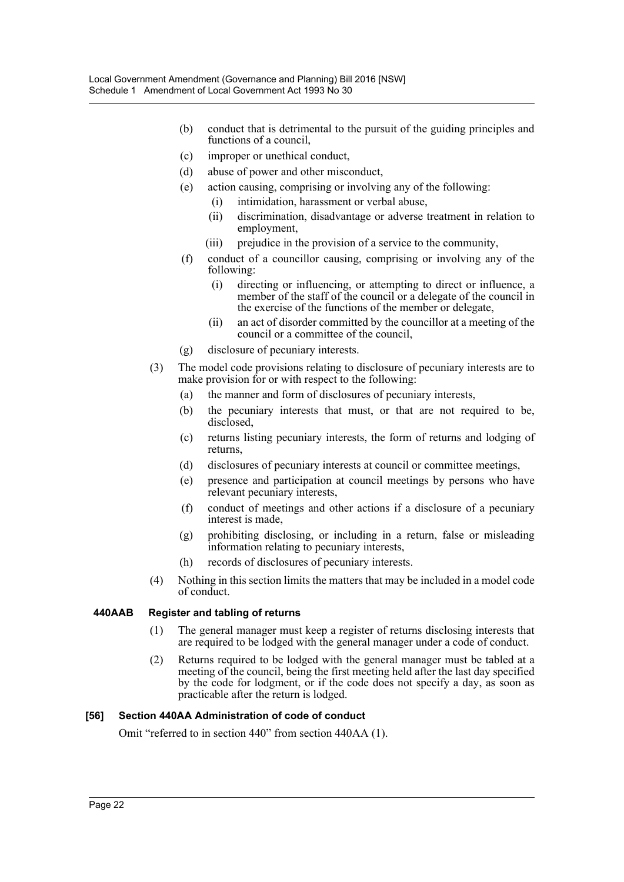(b) conduct that is detrimental to the pursuit of the guiding principles and functions of a council,

(c) improper or unethical conduct,

(d) abuse of power and other misconduct,

(e) action causing, comprising or involving any of the following:

(i) intimidation, harassment or verbal abuse,

(ii) discrimination, disadvantage or adverse treatment in relation to employment,

(iii) prejudice in the provision of a service to the community,

(f) conduct of a councillor causing, comprising or involving any of the following:

(i) directing or influencing, or attempting to direct or influence, a member of the staff of the council or a delegate of the council in the exercise of the functions of the member or delegate,

(ii) an act of disorder committed by the councillor at a meeting of the council or a committee of the council,

(g) disclosure of pecuniary interests.

(3) The model code provisions relating to disclosure of pecuniary interests are to make provision for or with respect to the following:

(a) the manner and form of disclosures of pecuniary interests,

(b) the pecuniary interests that must, or that are not required to be, disclosed,

(c) returns listing pecuniary interests, the form of returns and lodging of returns,

(d) disclosures of pecuniary interests at council or committee meetings,

(e) presence and participation at council meetings by persons who have relevant pecuniary interests,

(f) conduct of meetings and other actions if a disclosure of a pecuniary interest is made,

(g) prohibiting disclosing, or including in a return, false or misleading information relating to pecuniary interests,

(h) records of disclosures of pecuniary interests.

(4) Nothing in this section limits the matters that may be included in a model code of conduct.

**440AAB Register and tabling of returns**

(1) The general manager must keep a register of returns disclosing interests that are required to be lodged with the general manager under a code of conduct.

(2) Returns required to be lodged with the general manager must be tabled at a meeting of the council, being the first meeting held after the last day specified by the code for lodgment, or if the code does not specify a day, as soon as practicable after the return is lodged.

**[56] Section 440AA Administration of code of conduct**

Omit "referred to in section 440" from section 440AA (1).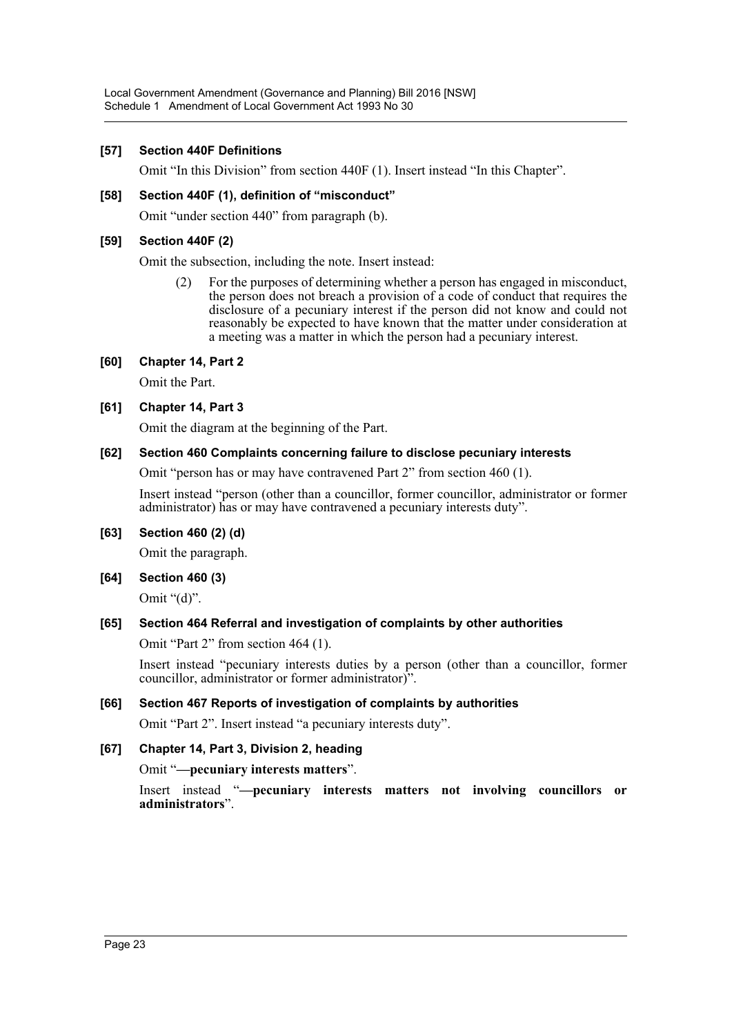### [57] Section 440F Definitions

Omit "In this Division" from section 440F (1). Insert instead "In this Chapter".

### [58] Section 440F (1), definition of "misconduct"

Omit "under section 440" from paragraph (b).

### [59] Section 440F (2)

Omit the subsection, including the note. Insert instead:

> (2) For the purposes of determining whether a person has engaged in misconduct, the person does not breach a provision of a code of conduct that requires the disclosure of a pecuniary interest if the person did not know and could not reasonably be expected to have known that the matter under consideration at a meeting was a matter in which the person had a pecuniary interest.

### [60] Chapter 14, Part 2

Omit the Part.

### [61] Chapter 14, Part 3

Omit the diagram at the beginning of the Part.

### [62] Section 460 Complaints concerning failure to disclose pecuniary interests

Omit "person has or may have contravened Part 2" from section 460 (1).

Insert instead "person (other than a councillor, former councillor, administrator or former administrator) has or may have contravened a pecuniary interests duty".

### [63] Section 460 (2) (d)

Omit the paragraph.

### [64] Section 460 (3)

Omit "(d)".

### [65] Section 464 Referral and investigation of complaints by other authorities

Omit "Part 2" from section 464 (1).

Insert instead "pecuniary interests duties by a person (other than a councillor, former councillor, administrator or former administrator)".

### [66] Section 467 Reports of investigation of complaints by authorities

Omit "Part 2". Insert instead "a pecuniary interests duty".

### [67] Chapter 14, Part 3, Division 2, heading

Omit "**—pecuniary interests matters**".

Insert instead "**—pecuniary interests matters not involving councillors or administrators**".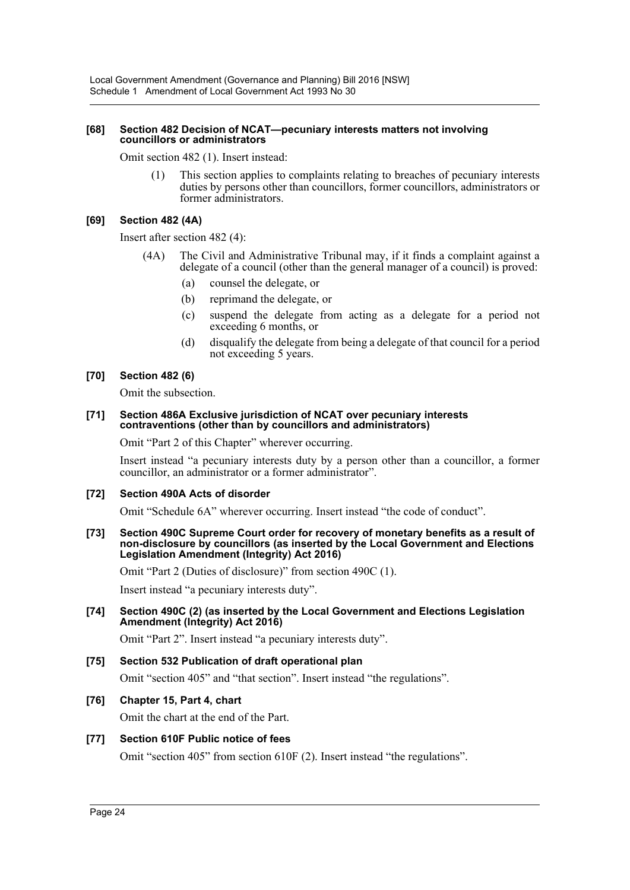#### [68] Section 482 Decision of NCAT—pecuniary interests matters not involving councillors or administrators

Omit section 482 (1). Insert instead:

> (1) This section applies to complaints relating to breaches of pecuniary interests duties by persons other than councillors, former councillors, administrators or former administrators.

#### [69] Section 482 (4A)

Insert after section 482 (4):

> (4A) The Civil and Administrative Tribunal may, if it finds a complaint against a delegate of a council (other than the general manager of a council) is proved:
>
> (a) counsel the delegate, or
>
> (b) reprimand the delegate, or
>
> (c) suspend the delegate from acting as a delegate for a period not exceeding 6 months, or
>
> (d) disqualify the delegate from being a delegate of that council for a period not exceeding 5 years.

#### [70] Section 482 (6)

Omit the subsection.

#### [71] Section 486A Exclusive jurisdiction of NCAT over pecuniary interests contraventions (other than by councillors and administrators)

Omit "Part 2 of this Chapter" wherever occurring.

Insert instead "a pecuniary interests duty by a person other than a councillor, a former councillor, an administrator or a former administrator".

#### [72] Section 490A Acts of disorder

Omit "Schedule 6A" wherever occurring. Insert instead "the code of conduct".

#### [73] Section 490C Supreme Court order for recovery of monetary benefits as a result of non-disclosure by councillors (as inserted by the Local Government and Elections Legislation Amendment (Integrity) Act 2016)

Omit "Part 2 (Duties of disclosure)" from section 490C (1).

Insert instead "a pecuniary interests duty".

#### [74] Section 490C (2) (as inserted by the Local Government and Elections Legislation Amendment (Integrity) Act 2016)

Omit "Part 2". Insert instead "a pecuniary interests duty".

#### [75] Section 532 Publication of draft operational plan

Omit "section 405" and "that section". Insert instead "the regulations".

#### [76] Chapter 15, Part 4, chart

Omit the chart at the end of the Part.

#### [77] Section 610F Public notice of fees

Omit "section 405" from section 610F (2). Insert instead "the regulations".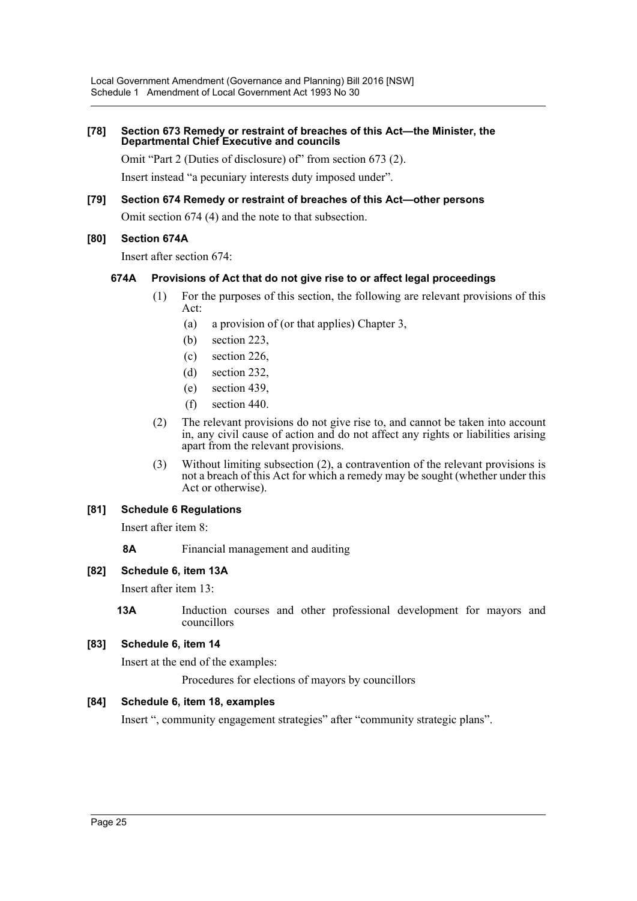#### [78] Section 673 Remedy or restraint of breaches of this Act—the Minister, the Departmental Chief Executive and councils

Omit "Part 2 (Duties of disclosure) of" from section 673 (2).

Insert instead "a pecuniary interests duty imposed under".

#### [79] Section 674 Remedy or restraint of breaches of this Act—other persons

Omit section 674 (4) and the note to that subsection.

#### [80] Section 674A

Insert after section 674:

**674A Provisions of Act that do not give rise to or affect legal proceedings**

(1) For the purposes of this section, the following are relevant provisions of this Act:

- (a) a provision of (or that applies) Chapter 3,
- (b) section 223,
- (c) section 226,
- (d) section 232,
- (e) section 439,
- (f) section 440.

(2) The relevant provisions do not give rise to, and cannot be taken into account in, any civil cause of action and do not affect any rights or liabilities arising apart from the relevant provisions.

(3) Without limiting subsection (2), a contravention of the relevant provisions is not a breach of this Act for which a remedy may be sought (whether under this Act or otherwise).

#### [81] Schedule 6 Regulations

Insert after item 8:

**8A** Financial management and auditing

#### [82] Schedule 6, item 13A

Insert after item 13:

**13A** Induction courses and other professional development for mayors and councillors

#### [83] Schedule 6, item 14

Insert at the end of the examples:

Procedures for elections of mayors by councillors

#### [84] Schedule 6, item 18, examples

Insert ", community engagement strategies" after "community strategic plans".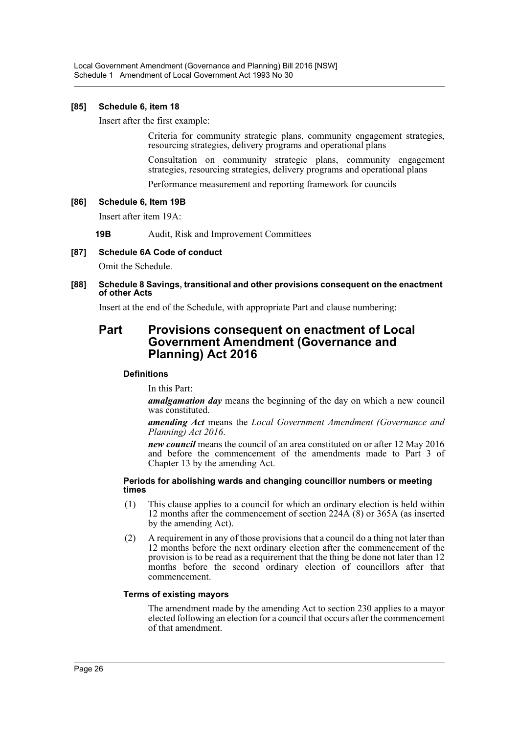**[85] Schedule 6, item 18**

Insert after the first example:

> Criteria for community strategic plans, community engagement strategies, resourcing strategies, delivery programs and operational plans
>
> Consultation on community strategic plans, community engagement strategies, resourcing strategies, delivery programs and operational plans
>
> Performance measurement and reporting framework for councils

**[86] Schedule 6, Item 19B**

Insert after item 19A:

**19B** Audit, Risk and Improvement Committees

**[87] Schedule 6A Code of conduct**

Omit the Schedule.

**[88] Schedule 8 Savings, transitional and other provisions consequent on the enactment of other Acts**

Insert at the end of the Schedule, with appropriate Part and clause numbering:

## Part Provisions consequent on enactment of Local Government Amendment (Governance and Planning) Act 2016

#### Definitions

In this Part:

***amalgamation day*** means the beginning of the day on which a new council was constituted.

***amending Act*** means the *Local Government Amendment (Governance and Planning) Act 2016*.

***new council*** means the council of an area constituted on or after 12 May 2016 and before the commencement of the amendments made to Part 3 of Chapter 13 by the amending Act.

#### Periods for abolishing wards and changing councillor numbers or meeting times

(1) This clause applies to a council for which an ordinary election is held within 12 months after the commencement of section 224A (8) or 365A (as inserted by the amending Act).

(2) A requirement in any of those provisions that a council do a thing not later than 12 months before the next ordinary election after the commencement of the provision is to be read as a requirement that the thing be done not later than 12 months before the second ordinary election of councillors after that commencement.

#### Terms of existing mayors

The amendment made by the amending Act to section 230 applies to a mayor elected following an election for a council that occurs after the commencement of that amendment.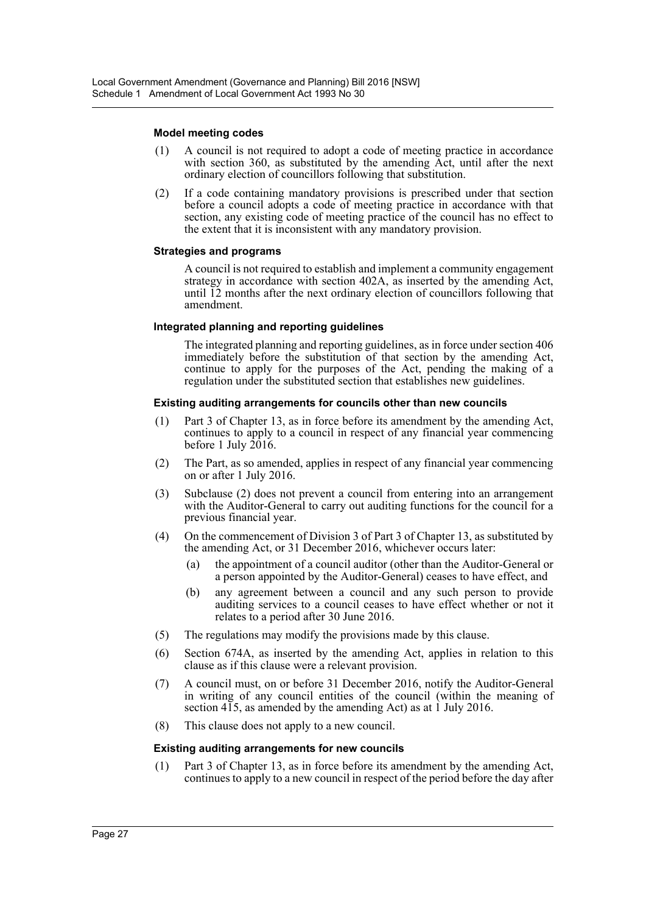#### Model meeting codes

(1) A council is not required to adopt a code of meeting practice in accordance with section 360, as substituted by the amending Act, until after the next ordinary election of councillors following that substitution.

(2) If a code containing mandatory provisions is prescribed under that section before a council adopts a code of meeting practice in accordance with that section, any existing code of meeting practice of the council has no effect to the extent that it is inconsistent with any mandatory provision.

#### Strategies and programs

A council is not required to establish and implement a community engagement strategy in accordance with section 402A, as inserted by the amending Act, until 12 months after the next ordinary election of councillors following that amendment.

#### Integrated planning and reporting guidelines

The integrated planning and reporting guidelines, as in force under section 406 immediately before the substitution of that section by the amending Act, continue to apply for the purposes of the Act, pending the making of a regulation under the substituted section that establishes new guidelines.

#### Existing auditing arrangements for councils other than new councils

(1) Part 3 of Chapter 13, as in force before its amendment by the amending Act, continues to apply to a council in respect of any financial year commencing before 1 July 2016.

(2) The Part, as so amended, applies in respect of any financial year commencing on or after 1 July 2016.

(3) Subclause (2) does not prevent a council from entering into an arrangement with the Auditor-General to carry out auditing functions for the council for a previous financial year.

(4) On the commencement of Division 3 of Part 3 of Chapter 13, as substituted by the amending Act, or 31 December 2016, whichever occurs later:

  (a) the appointment of a council auditor (other than the Auditor-General or a person appointed by the Auditor-General) ceases to have effect, and

  (b) any agreement between a council and any such person to provide auditing services to a council ceases to have effect whether or not it relates to a period after 30 June 2016.

(5) The regulations may modify the provisions made by this clause.

(6) Section 674A, as inserted by the amending Act, applies in relation to this clause as if this clause were a relevant provision.

(7) A council must, on or before 31 December 2016, notify the Auditor-General in writing of any council entities of the council (within the meaning of section 415, as amended by the amending Act) as at 1 July 2016.

(8) This clause does not apply to a new council.

#### Existing auditing arrangements for new councils

(1) Part 3 of Chapter 13, as in force before its amendment by the amending Act, continues to apply to a new council in respect of the period before the day after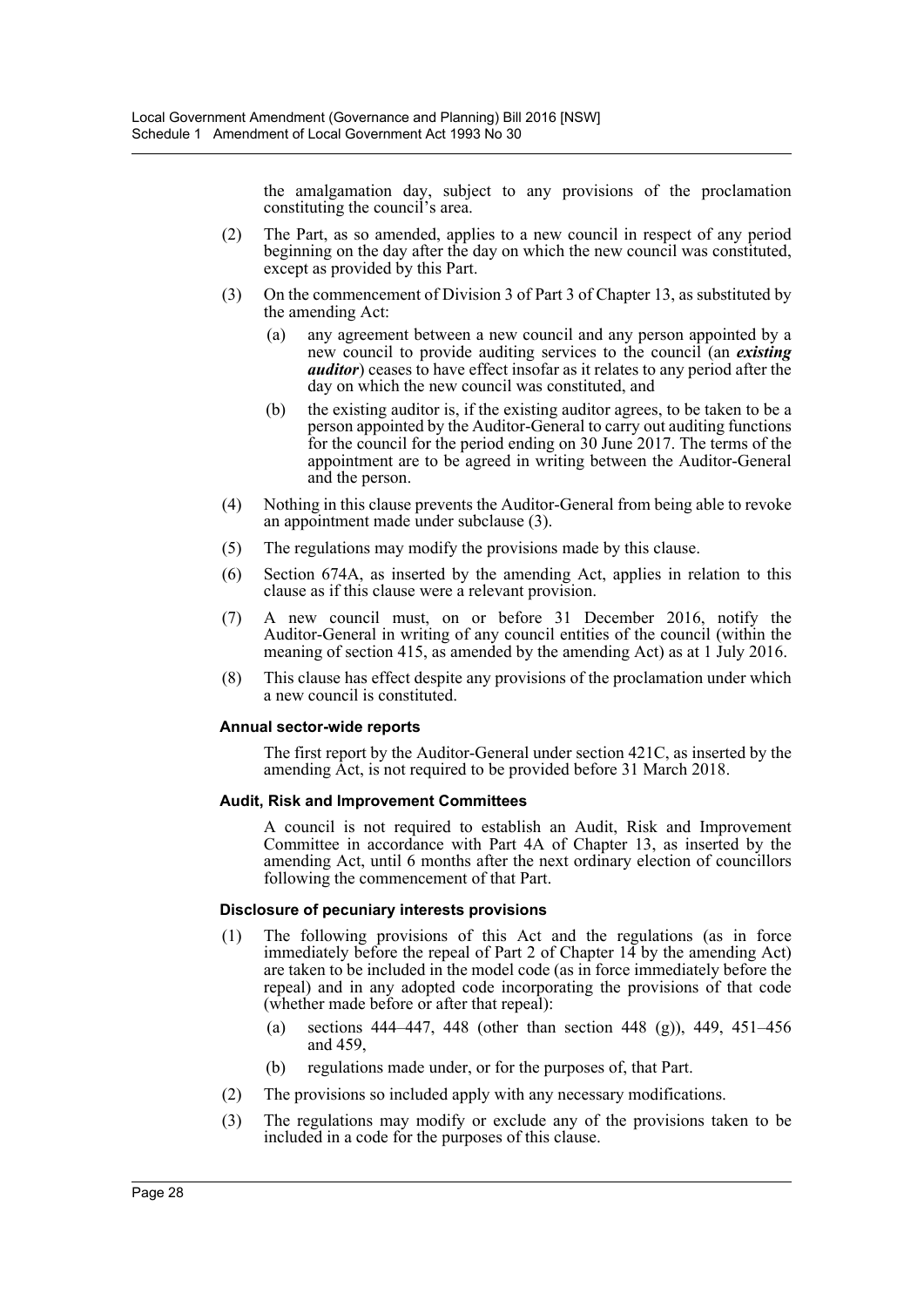the amalgamation day, subject to any provisions of the proclamation constituting the council's area.

(2) The Part, as so amended, applies to a new council in respect of any period beginning on the day after the day on which the new council was constituted, except as provided by this Part.

(3) On the commencement of Division 3 of Part 3 of Chapter 13, as substituted by the amending Act:

(a) any agreement between a new council and any person appointed by a new council to provide auditing services to the council (an ***existing auditor***) ceases to have effect insofar as it relates to any period after the day on which the new council was constituted, and

(b) the existing auditor is, if the existing auditor agrees, to be taken to be a person appointed by the Auditor-General to carry out auditing functions for the council for the period ending on 30 June 2017. The terms of the appointment are to be agreed in writing between the Auditor-General and the person.

(4) Nothing in this clause prevents the Auditor-General from being able to revoke an appointment made under subclause (3).

(5) The regulations may modify the provisions made by this clause.

(6) Section 674A, as inserted by the amending Act, applies in relation to this clause as if this clause were a relevant provision.

(7) A new council must, on or before 31 December 2016, notify the Auditor-General in writing of any council entities of the council (within the meaning of section 415, as amended by the amending Act) as at 1 July 2016.

(8) This clause has effect despite any provisions of the proclamation under which a new council is constituted.

**Annual sector-wide reports**

The first report by the Auditor-General under section 421C, as inserted by the amending Act, is not required to be provided before 31 March 2018.

**Audit, Risk and Improvement Committees**

A council is not required to establish an Audit, Risk and Improvement Committee in accordance with Part 4A of Chapter 13, as inserted by the amending Act, until 6 months after the next ordinary election of councillors following the commencement of that Part.

**Disclosure of pecuniary interests provisions**

(1) The following provisions of this Act and the regulations (as in force immediately before the repeal of Part 2 of Chapter 14 by the amending Act) are taken to be included in the model code (as in force immediately before the repeal) and in any adopted code incorporating the provisions of that code (whether made before or after that repeal):

(a) sections 444–447, 448 (other than section 448 (g)), 449, 451–456 and 459,

(b) regulations made under, or for the purposes of, that Part.

(2) The provisions so included apply with any necessary modifications.

(3) The regulations may modify or exclude any of the provisions taken to be included in a code for the purposes of this clause.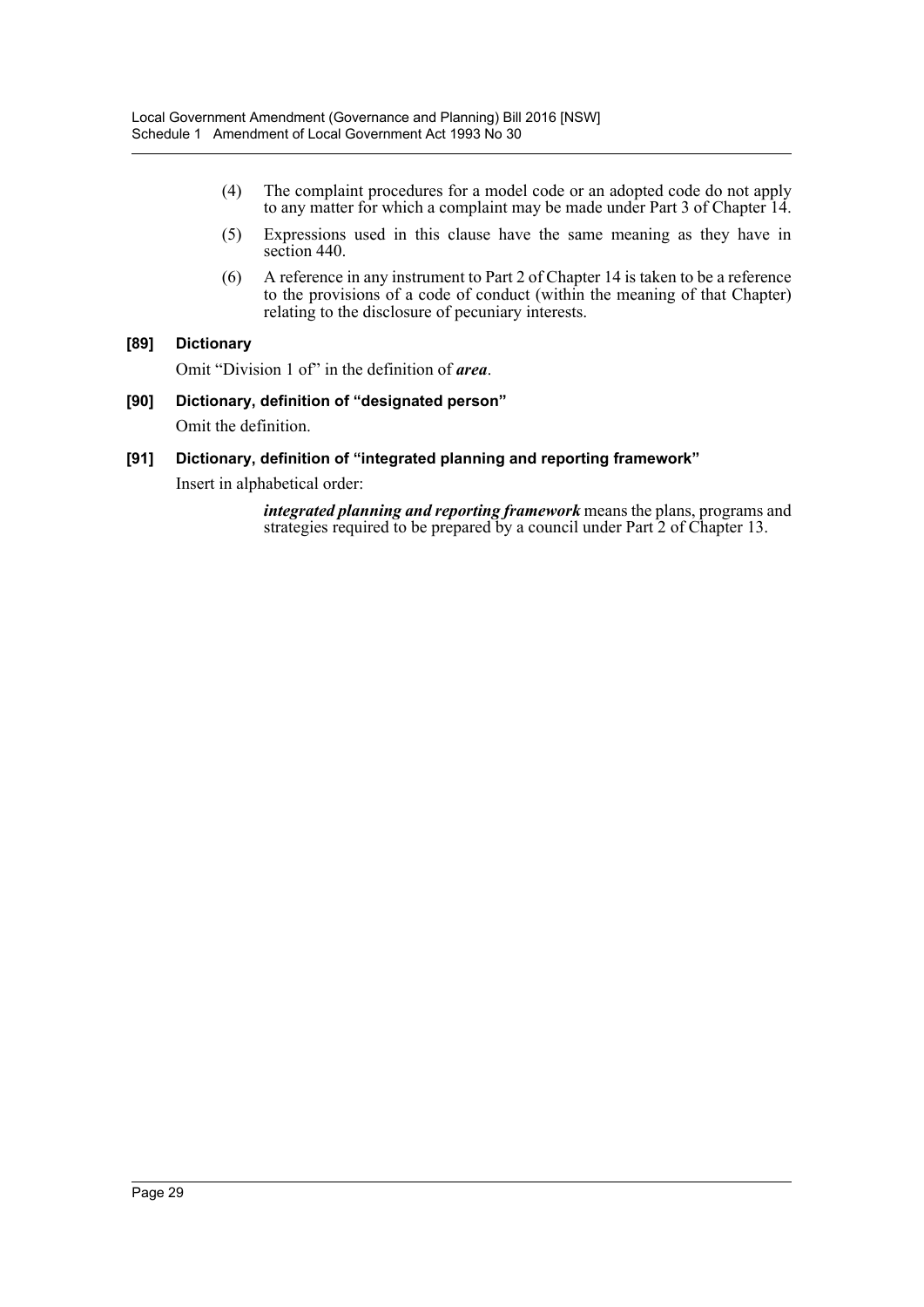(4) The complaint procedures for a model code or an adopted code do not apply to any matter for which a complaint may be made under Part 3 of Chapter 14.

(5) Expressions used in this clause have the same meaning as they have in section 440.

(6) A reference in any instrument to Part 2 of Chapter 14 is taken to be a reference to the provisions of a code of conduct (within the meaning of that Chapter) relating to the disclosure of pecuniary interests.

**[89] Dictionary**

Omit "Division 1 of" in the definition of ***area***.

**[90] Dictionary, definition of "designated person"**

Omit the definition.

**[91] Dictionary, definition of "integrated planning and reporting framework"**

Insert in alphabetical order:

> ***integrated planning and reporting framework*** means the plans, programs and strategies required to be prepared by a council under Part 2 of Chapter 13.